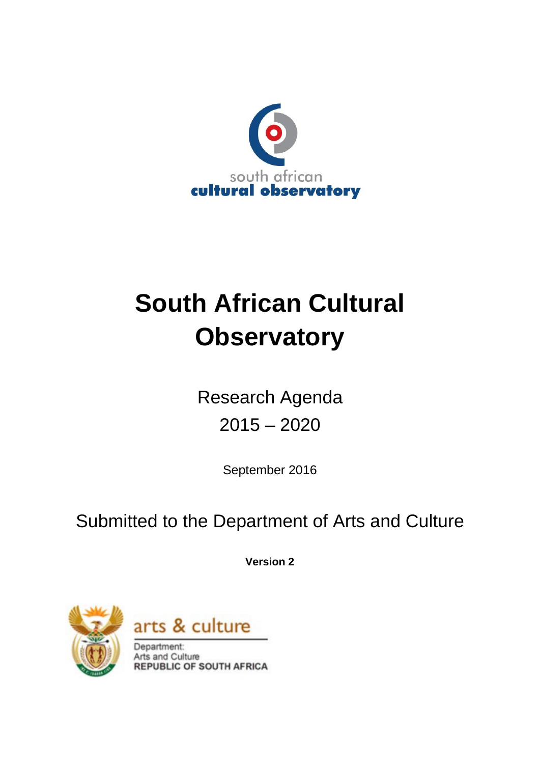south african
**cultural observatory**

# South African Cultural Observatory

Research Agenda

2015 – 2020

September 2016

Submitted to the Department of Arts and Culture

**Version 2**

arts & culture

Department:
Arts and Culture
REPUBLIC OF SOUTH AFRICA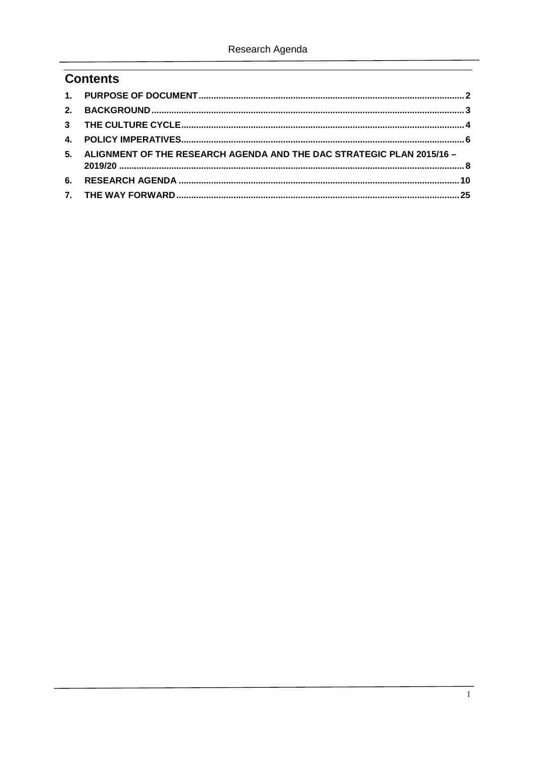## Contents

1. PURPOSE OF DOCUMENT ........ 2
2. BACKGROUND ........ 3
3 THE CULTURE CYCLE ........ 4
4. POLICY IMPERATIVES ........ 6
5. ALIGNMENT OF THE RESEARCH AGENDA AND THE DAC STRATEGIC PLAN 2015/16 – 2019/20 ........ 8
6. RESEARCH AGENDA ........ 10
7. THE WAY FORWARD ........ 25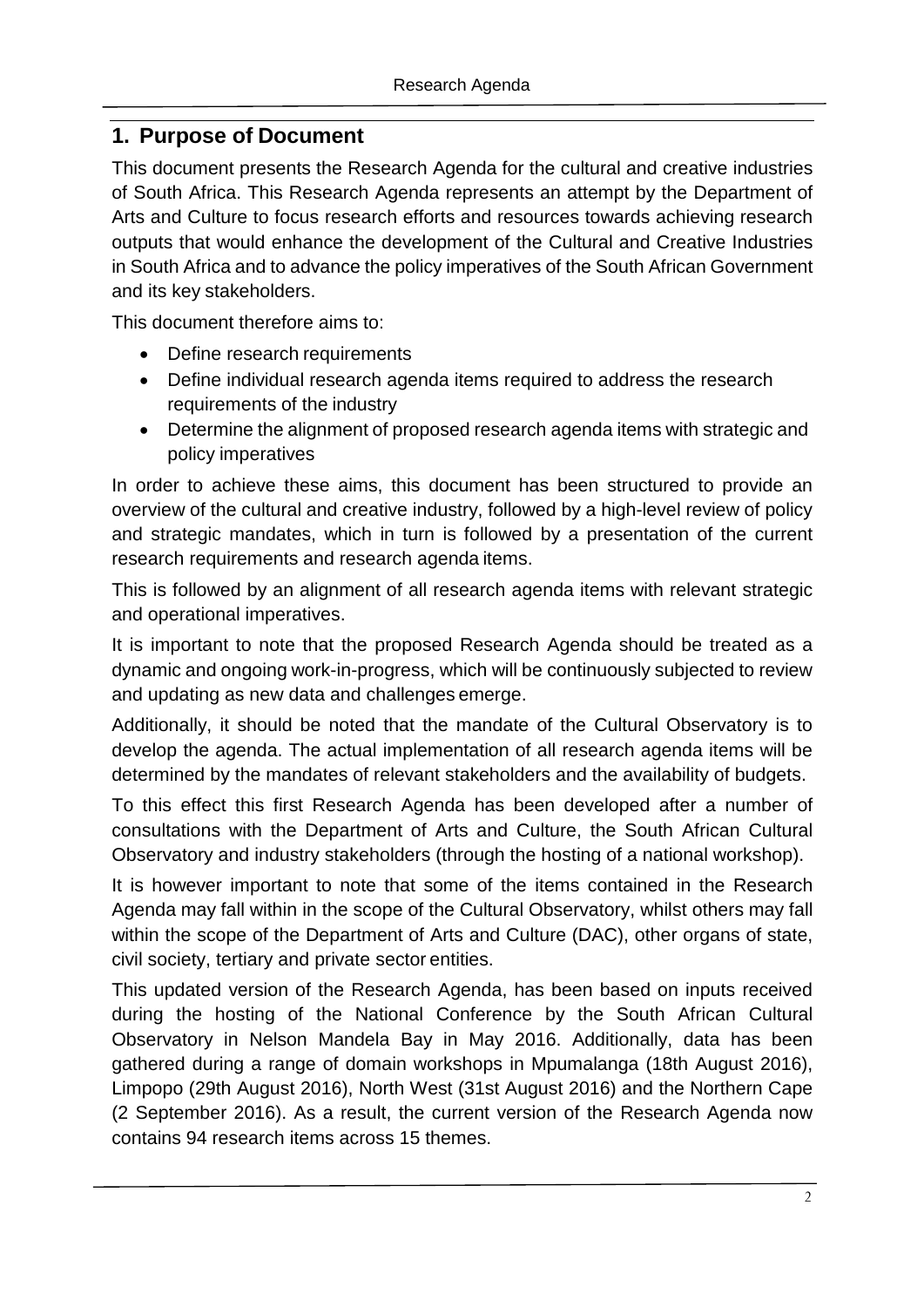## 1. Purpose of Document

This document presents the Research Agenda for the cultural and creative industries of South Africa. This Research Agenda represents an attempt by the Department of Arts and Culture to focus research efforts and resources towards achieving research outputs that would enhance the development of the Cultural and Creative Industries in South Africa and to advance the policy imperatives of the South African Government and its key stakeholders.

This document therefore aims to:

- Define research requirements
- Define individual research agenda items required to address the research requirements of the industry
- Determine the alignment of proposed research agenda items with strategic and policy imperatives

In order to achieve these aims, this document has been structured to provide an overview of the cultural and creative industry, followed by a high-level review of policy and strategic mandates, which in turn is followed by a presentation of the current research requirements and research agenda items.

This is followed by an alignment of all research agenda items with relevant strategic and operational imperatives.

It is important to note that the proposed Research Agenda should be treated as a dynamic and ongoing work-in-progress, which will be continuously subjected to review and updating as new data and challenges emerge.

Additionally, it should be noted that the mandate of the Cultural Observatory is to develop the agenda. The actual implementation of all research agenda items will be determined by the mandates of relevant stakeholders and the availability of budgets.

To this effect this first Research Agenda has been developed after a number of consultations with the Department of Arts and Culture, the South African Cultural Observatory and industry stakeholders (through the hosting of a national workshop).

It is however important to note that some of the items contained in the Research Agenda may fall within in the scope of the Cultural Observatory, whilst others may fall within the scope of the Department of Arts and Culture (DAC), other organs of state, civil society, tertiary and private sector entities.

This updated version of the Research Agenda, has been based on inputs received during the hosting of the National Conference by the South African Cultural Observatory in Nelson Mandela Bay in May 2016. Additionally, data has been gathered during a range of domain workshops in Mpumalanga (18th August 2016), Limpopo (29th August 2016), North West (31st August 2016) and the Northern Cape (2 September 2016). As a result, the current version of the Research Agenda now contains 94 research items across 15 themes.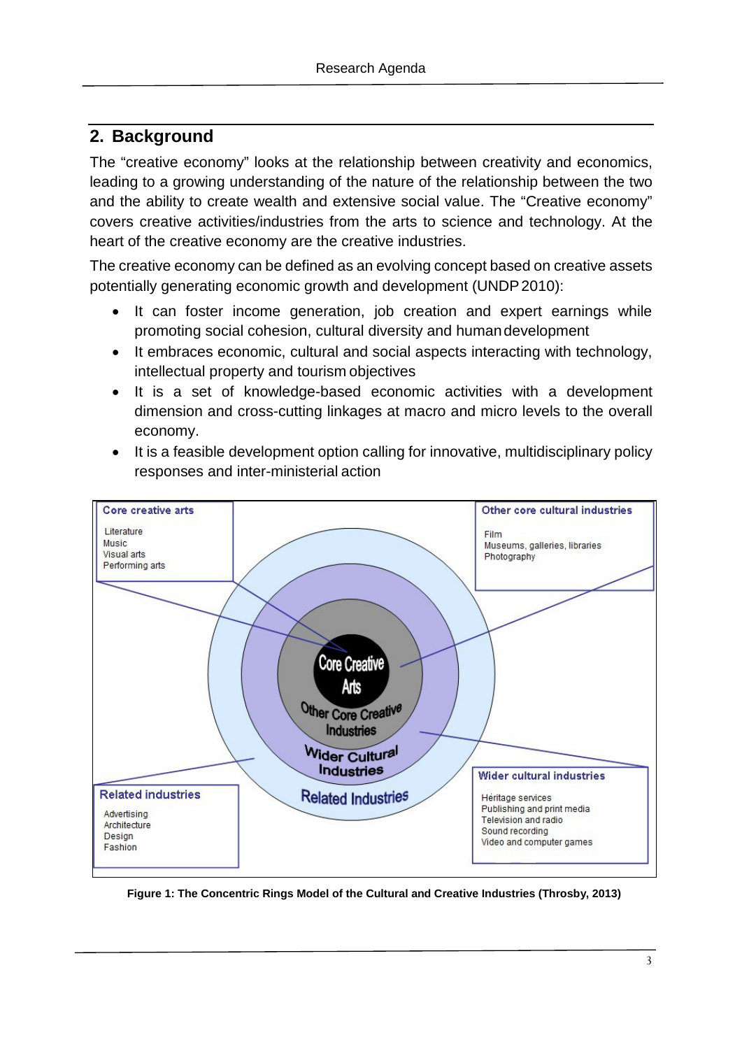## 2. Background

The "creative economy" looks at the relationship between creativity and economics, leading to a growing understanding of the nature of the relationship between the two and the ability to create wealth and extensive social value. The "Creative economy" covers creative activities/industries from the arts to science and technology. At the heart of the creative economy are the creative industries.

The creative economy can be defined as an evolving concept based on creative assets potentially generating economic growth and development (UNDP 2010):

- It can foster income generation, job creation and expert earnings while promoting social cohesion, cultural diversity and human development
- It embraces economic, cultural and social aspects interacting with technology, intellectual property and tourism objectives
- It is a set of knowledge-based economic activities with a development dimension and cross-cutting linkages at macro and micro levels to the overall economy.
- It is a feasible development option calling for innovative, multidisciplinary policy responses and inter-ministerial action

**Figure 1: The Concentric Rings Model of the Cultural and Creative Industries (Throsby, 2013)**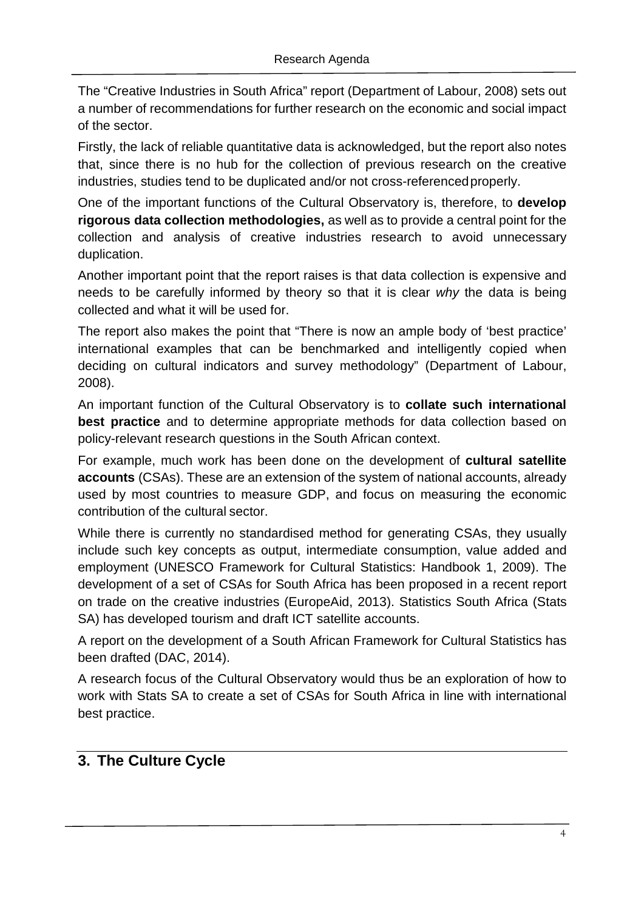The "Creative Industries in South Africa" report (Department of Labour, 2008) sets out a number of recommendations for further research on the economic and social impact of the sector.

Firstly, the lack of reliable quantitative data is acknowledged, but the report also notes that, since there is no hub for the collection of previous research on the creative industries, studies tend to be duplicated and/or not cross-referenced properly.

One of the important functions of the Cultural Observatory is, therefore, to **develop rigorous data collection methodologies,** as well as to provide a central point for the collection and analysis of creative industries research to avoid unnecessary duplication.

Another important point that the report raises is that data collection is expensive and needs to be carefully informed by theory so that it is clear *why* the data is being collected and what it will be used for.

The report also makes the point that "There is now an ample body of 'best practice' international examples that can be benchmarked and intelligently copied when deciding on cultural indicators and survey methodology" (Department of Labour, 2008).

An important function of the Cultural Observatory is to **collate such international best practice** and to determine appropriate methods for data collection based on policy-relevant research questions in the South African context.

For example, much work has been done on the development of **cultural satellite accounts** (CSAs). These are an extension of the system of national accounts, already used by most countries to measure GDP, and focus on measuring the economic contribution of the cultural sector.

While there is currently no standardised method for generating CSAs, they usually include such key concepts as output, intermediate consumption, value added and employment (UNESCO Framework for Cultural Statistics: Handbook 1, 2009). The development of a set of CSAs for South Africa has been proposed in a recent report on trade on the creative industries (EuropeAid, 2013). Statistics South Africa (Stats SA) has developed tourism and draft ICT satellite accounts.

A report on the development of a South African Framework for Cultural Statistics has been drafted (DAC, 2014).

A research focus of the Cultural Observatory would thus be an exploration of how to work with Stats SA to create a set of CSAs for South Africa in line with international best practice.

## 3. The Culture Cycle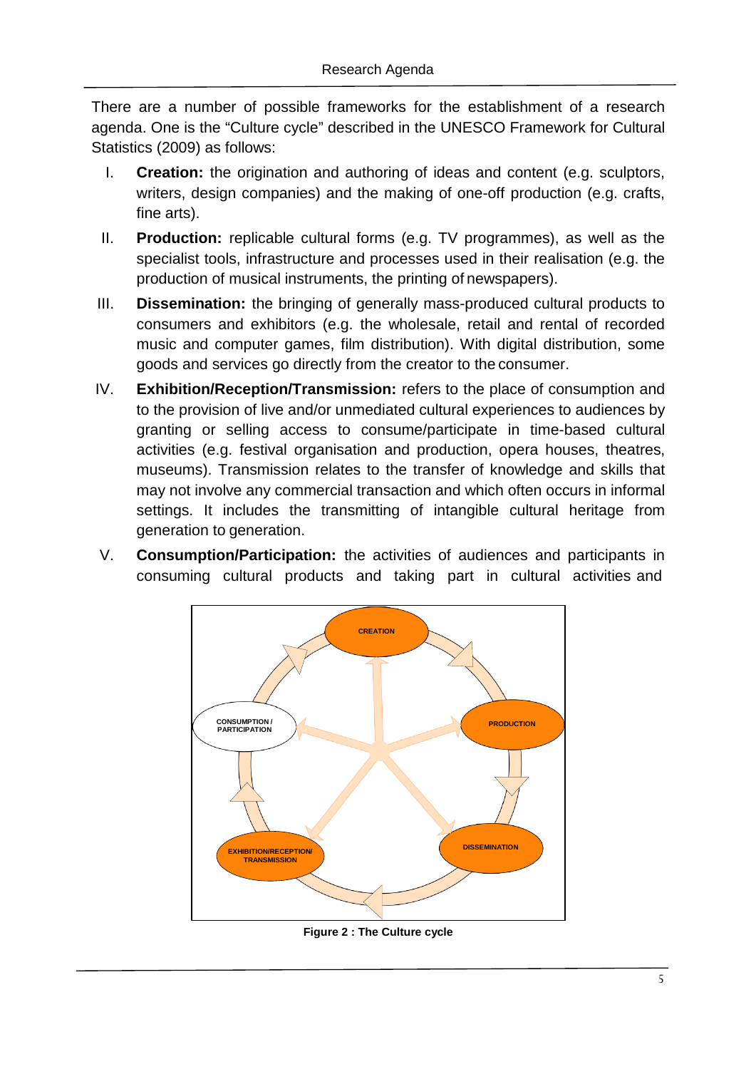There are a number of possible frameworks for the establishment of a research agenda. One is the "Culture cycle" described in the UNESCO Framework for Cultural Statistics (2009) as follows:

I. **Creation:** the origination and authoring of ideas and content (e.g. sculptors, writers, design companies) and the making of one-off production (e.g. crafts, fine arts).

II. **Production:** replicable cultural forms (e.g. TV programmes), as well as the specialist tools, infrastructure and processes used in their realisation (e.g. the production of musical instruments, the printing of newspapers).

III. **Dissemination:** the bringing of generally mass-produced cultural products to consumers and exhibitors (e.g. the wholesale, retail and rental of recorded music and computer games, film distribution). With digital distribution, some goods and services go directly from the creator to the consumer.

IV. **Exhibition/Reception/Transmission:** refers to the place of consumption and to the provision of live and/or unmediated cultural experiences to audiences by granting or selling access to consume/participate in time-based cultural activities (e.g. festival organisation and production, opera houses, theatres, museums). Transmission relates to the transfer of knowledge and skills that may not involve any commercial transaction and which often occurs in informal settings. It includes the transmitting of intangible cultural heritage from generation to generation.

V. **Consumption/Participation:** the activities of audiences and participants in consuming cultural products and taking part in cultural activities and

CREATION

PRODUCTION

DISSEMINATION

EXHIBITION/RECEPTION/ TRANSMISSION

CONSUMPTION / PARTICIPATION

**Figure 2 : The Culture cycle**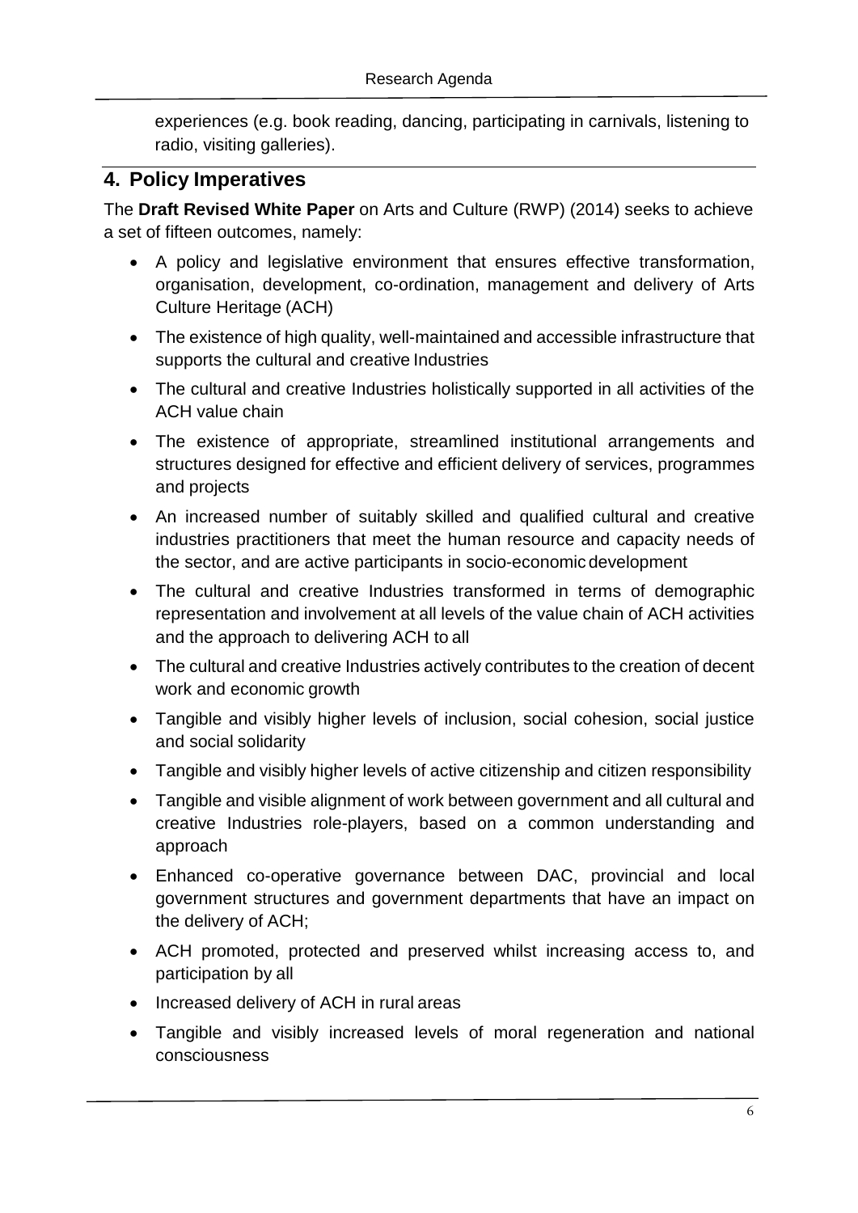experiences (e.g. book reading, dancing, participating in carnivals, listening to radio, visiting galleries).

## 4. Policy Imperatives

The **Draft Revised White Paper** on Arts and Culture (RWP) (2014) seeks to achieve a set of fifteen outcomes, namely:

- A policy and legislative environment that ensures effective transformation, organisation, development, co-ordination, management and delivery of Arts Culture Heritage (ACH)
- The existence of high quality, well-maintained and accessible infrastructure that supports the cultural and creative Industries
- The cultural and creative Industries holistically supported in all activities of the ACH value chain
- The existence of appropriate, streamlined institutional arrangements and structures designed for effective and efficient delivery of services, programmes and projects
- An increased number of suitably skilled and qualified cultural and creative industries practitioners that meet the human resource and capacity needs of the sector, and are active participants in socio-economic development
- The cultural and creative Industries transformed in terms of demographic representation and involvement at all levels of the value chain of ACH activities and the approach to delivering ACH to all
- The cultural and creative Industries actively contributes to the creation of decent work and economic growth
- Tangible and visibly higher levels of inclusion, social cohesion, social justice and social solidarity
- Tangible and visibly higher levels of active citizenship and citizen responsibility
- Tangible and visible alignment of work between government and all cultural and creative Industries role-players, based on a common understanding and approach
- Enhanced co-operative governance between DAC, provincial and local government structures and government departments that have an impact on the delivery of ACH;
- ACH promoted, protected and preserved whilst increasing access to, and participation by all
- Increased delivery of ACH in rural areas
- Tangible and visibly increased levels of moral regeneration and national consciousness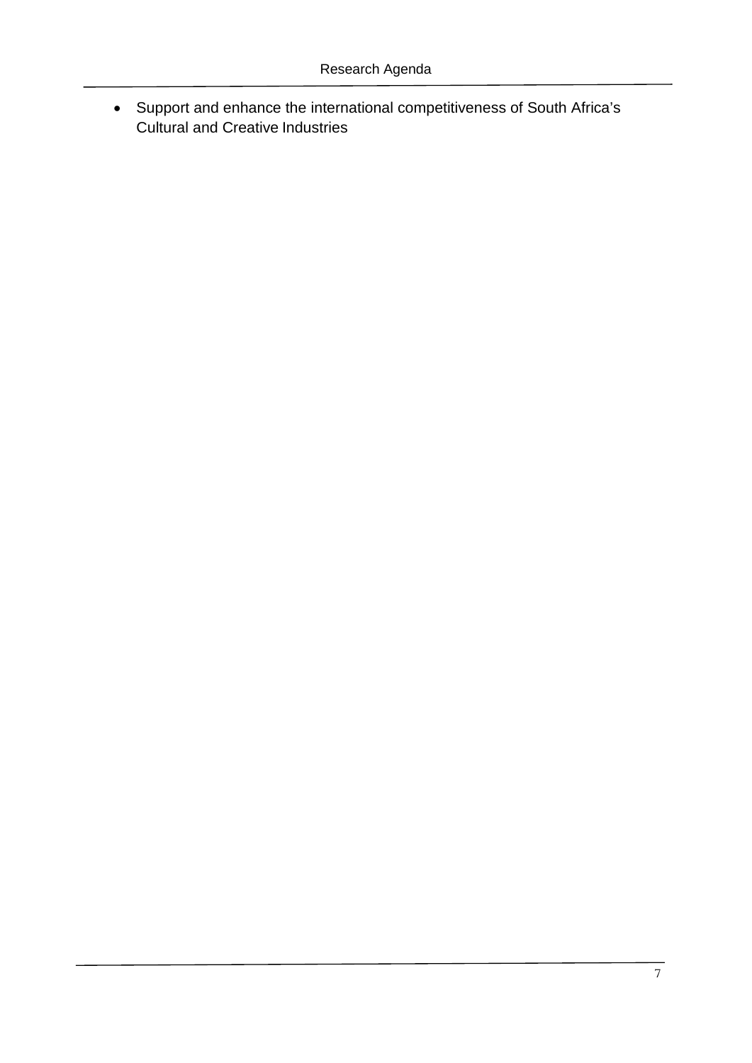- Support and enhance the international competitiveness of South Africa's Cultural and Creative Industries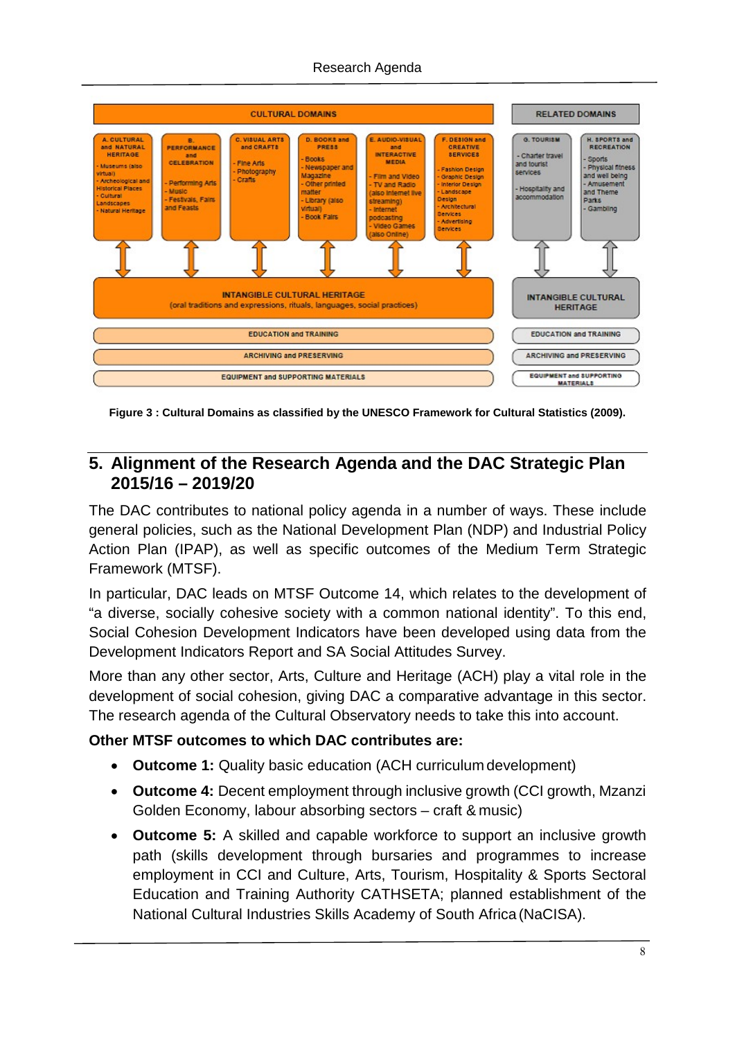| CULTURAL DOMAINS | | | | | | RELATED DOMAINS | |
|---|---|---|---|---|---|---|---|
| A. CULTURAL and NATURAL HERITAGE | B. PERFORMANCE and CELEBRATION | C. VISUAL ARTS and CRAFTS | D. BOOKS and PRESS | E. AUDIO-VISUAL and INTERACTIVE MEDIA | F. DESIGN and CREATIVE SERVICES | G. TOURISM | H. SPORTS and RECREATION |
| - Museums (also virtual) - Archeological and Historical Places - Cultural Landscapes - Natural Heritage | - Performing Arts - Music - Festivals, Fairs and Feasts | - Fine Arts - Photography - Crafts | - Books - Newspaper and Magazine - Other printed matter - Library (also virtual) - Book Fairs | - Film and Video - TV and Radio (also Internet live streaming) - Internet podcasting - Video Games (also Online) | - Fashion Design - Graphic Design - Interior Design - Landscape Design - Architectural Services - Advertising Services | - Charter travel and tourist services - Hospitality and accommodation | - Sports - Physical fitness and well being - Amusement and Theme Parks - Gambling |
| INTANGIBLE CULTURAL HERITAGE (oral traditions and expressions, rituals, languages, social practices) | | | | | | INTANGIBLE CULTURAL HERITAGE | |
| EDUCATION and TRAINING | | | | | | EDUCATION and TRAINING | |
| ARCHIVING and PRESERVING | | | | | | ARCHIVING and PRESERVING | |
| EQUIPMENT and SUPPORTING MATERIALS | | | | | | EQUIPMENT and SUPPORTING MATERIALS | |

**Figure 3 : Cultural Domains as classified by the UNESCO Framework for Cultural Statistics (2009).**

## 5. Alignment of the Research Agenda and the DAC Strategic Plan 2015/16 – 2019/20

The DAC contributes to national policy agenda in a number of ways. These include general policies, such as the National Development Plan (NDP) and Industrial Policy Action Plan (IPAP), as well as specific outcomes of the Medium Term Strategic Framework (MTSF).

In particular, DAC leads on MTSF Outcome 14, which relates to the development of "a diverse, socially cohesive society with a common national identity". To this end, Social Cohesion Development Indicators have been developed using data from the Development Indicators Report and SA Social Attitudes Survey.

More than any other sector, Arts, Culture and Heritage (ACH) play a vital role in the development of social cohesion, giving DAC a comparative advantage in this sector. The research agenda of the Cultural Observatory needs to take this into account.

**Other MTSF outcomes to which DAC contributes are:**

- **Outcome 1:** Quality basic education (ACH curriculum development)
- **Outcome 4:** Decent employment through inclusive growth (CCI growth, Mzanzi Golden Economy, labour absorbing sectors – craft & music)
- **Outcome 5:** A skilled and capable workforce to support an inclusive growth path (skills development through bursaries and programmes to increase employment in CCI and Culture, Arts, Tourism, Hospitality & Sports Sectoral Education and Training Authority CATHSETA; planned establishment of the National Cultural Industries Skills Academy of South Africa (NaCISA).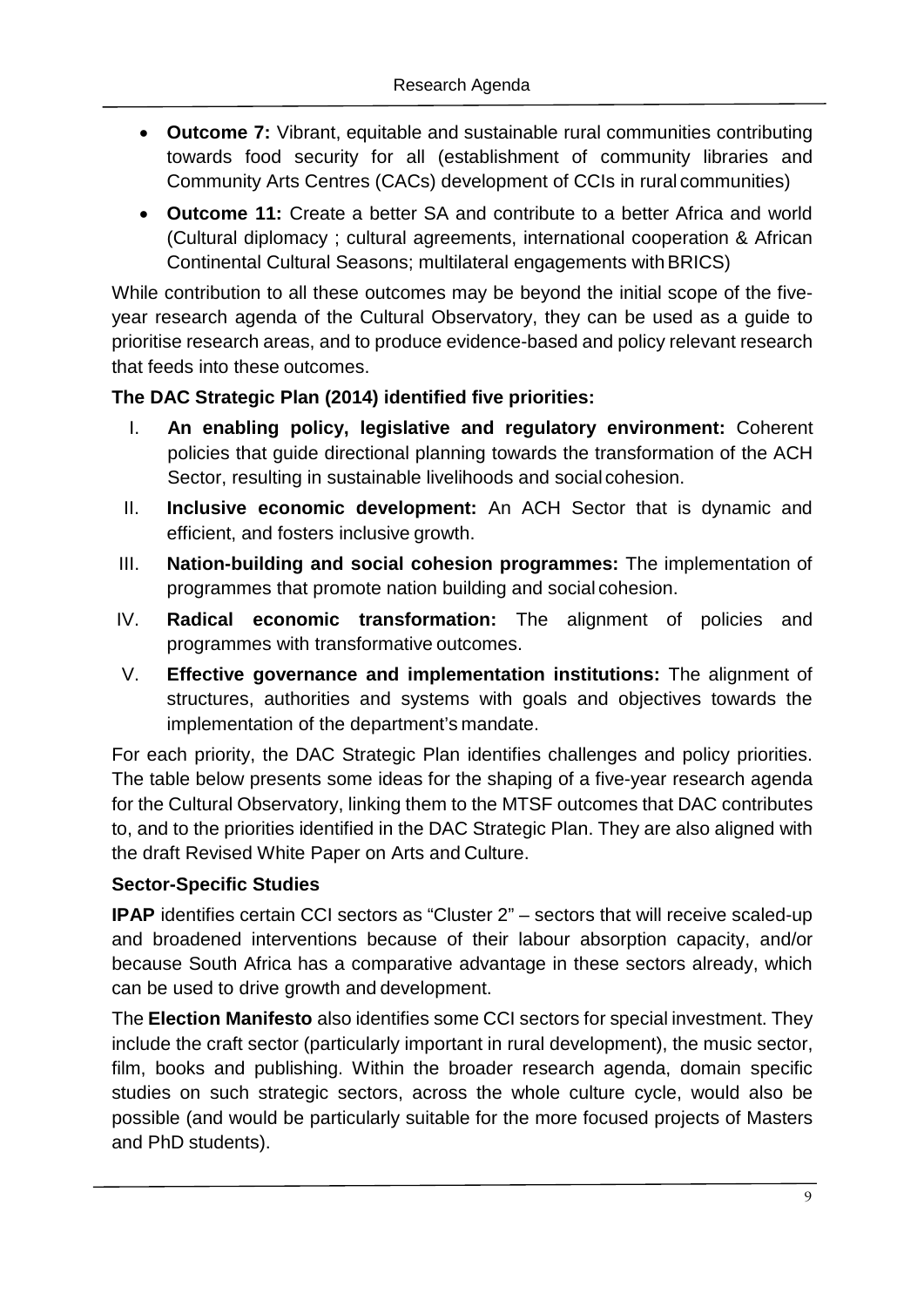- **Outcome 7:** Vibrant, equitable and sustainable rural communities contributing towards food security for all (establishment of community libraries and Community Arts Centres (CACs) development of CCIs in rural communities)
- **Outcome 11:** Create a better SA and contribute to a better Africa and world (Cultural diplomacy ; cultural agreements, international cooperation & African Continental Cultural Seasons; multilateral engagements with BRICS)

While contribution to all these outcomes may be beyond the initial scope of the five-year research agenda of the Cultural Observatory, they can be used as a guide to prioritise research areas, and to produce evidence-based and policy relevant research that feeds into these outcomes.

**The DAC Strategic Plan (2014) identified five priorities:**

I. **An enabling policy, legislative and regulatory environment:** Coherent policies that guide directional planning towards the transformation of the ACH Sector, resulting in sustainable livelihoods and social cohesion.

II. **Inclusive economic development:** An ACH Sector that is dynamic and efficient, and fosters inclusive growth.

III. **Nation-building and social cohesion programmes:** The implementation of programmes that promote nation building and social cohesion.

IV. **Radical economic transformation:** The alignment of policies and programmes with transformative outcomes.

V. **Effective governance and implementation institutions:** The alignment of structures, authorities and systems with goals and objectives towards the implementation of the department's mandate.

For each priority, the DAC Strategic Plan identifies challenges and policy priorities. The table below presents some ideas for the shaping of a five-year research agenda for the Cultural Observatory, linking them to the MTSF outcomes that DAC contributes to, and to the priorities identified in the DAC Strategic Plan. They are also aligned with the draft Revised White Paper on Arts and Culture.

### Sector-Specific Studies

**IPAP** identifies certain CCI sectors as "Cluster 2" – sectors that will receive scaled-up and broadened interventions because of their labour absorption capacity, and/or because South Africa has a comparative advantage in these sectors already, which can be used to drive growth and development.

The **Election Manifesto** also identifies some CCI sectors for special investment. They include the craft sector (particularly important in rural development), the music sector, film, books and publishing. Within the broader research agenda, domain specific studies on such strategic sectors, across the whole culture cycle, would also be possible (and would be particularly suitable for the more focused projects of Masters and PhD students).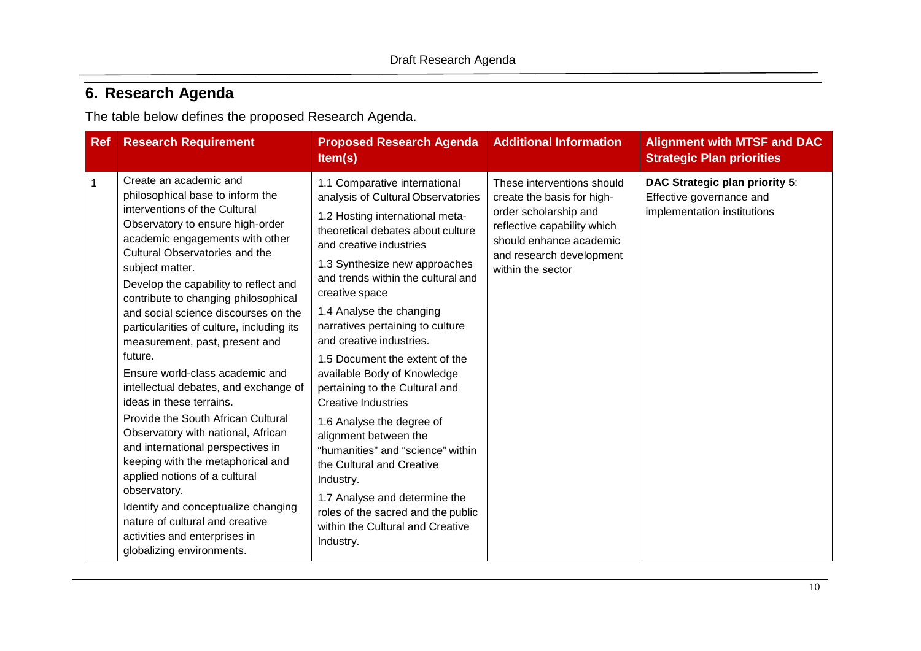## 6. Research Agenda

The table below defines the proposed Research Agenda.

| Ref | Research Requirement | Proposed Research Agenda Item(s) | Additional Information | Alignment with MTSF and DAC Strategic Plan priorities |
|---|---|---|---|---|
| 1 | Create an academic and philosophical base to inform the interventions of the Cultural Observatory to ensure high-order academic engagements with other Cultural Observatories and the subject matter.<br>Develop the capability to reflect and contribute to changing philosophical and social science discourses on the particularities of culture, including its measurement, past, present and future.<br>Ensure world-class academic and intellectual debates, and exchange of ideas in these terrains.<br>Provide the South African Cultural Observatory with national, African and international perspectives in keeping with the metaphorical and applied notions of a cultural observatory.<br>Identify and conceptualize changing nature of cultural and creative activities and enterprises in globalizing environments. | 1.1 Comparative international analysis of Cultural Observatories<br>1.2 Hosting international meta-theoretical debates about culture and creative industries<br>1.3 Synthesize new approaches and trends within the cultural and creative space<br>1.4 Analyse the changing narratives pertaining to culture and creative industries.<br>1.5 Document the extent of the available Body of Knowledge pertaining to the Cultural and Creative Industries<br>1.6 Analyse the degree of alignment between the "humanities" and "science" within the Cultural and Creative Industry.<br>1.7 Analyse and determine the roles of the sacred and the public within the Cultural and Creative Industry. | These interventions should create the basis for high-order scholarship and reflective capability which should enhance academic and research development within the sector | **DAC Strategic plan priority 5**: Effective governance and implementation institutions |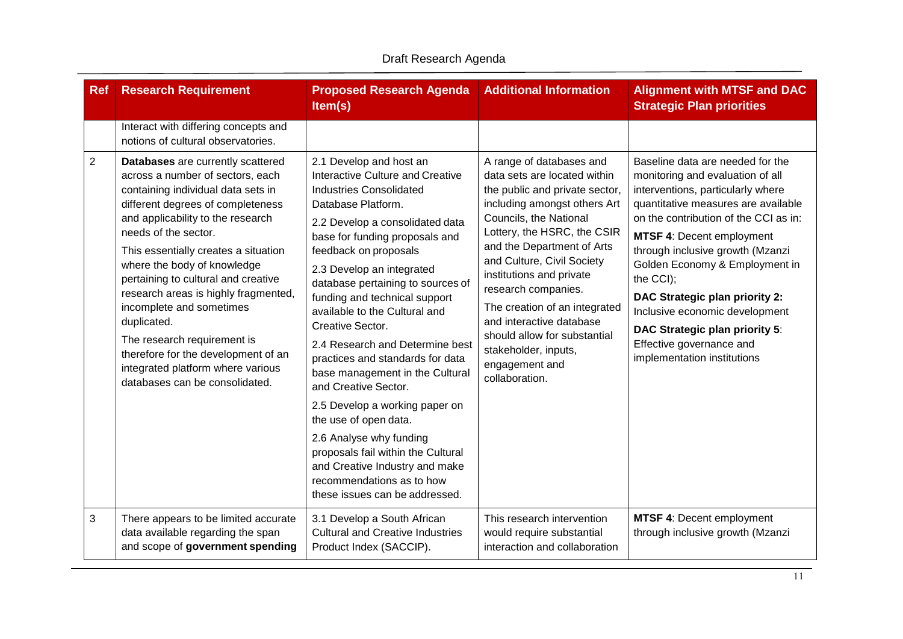| Ref | Research Requirement | Proposed Research Agenda Item(s) | Additional Information | Alignment with MTSF and DAC Strategic Plan priorities |
|---|---|---|---|---|
| | Interact with differing concepts and notions of cultural observatories. | | | |
| 2 | **Databases** are currently scattered across a number of sectors, each containing individual data sets in different degrees of completeness and applicability to the research needs of the sector.<br><br>This essentially creates a situation where the body of knowledge pertaining to cultural and creative research areas is highly fragmented, incomplete and sometimes duplicated.<br><br>The research requirement is therefore for the development of an integrated platform where various databases can be consolidated. | 2.1 Develop and host an Interactive Culture and Creative Industries Consolidated Database Platform.<br><br>2.2 Develop a consolidated data base for funding proposals and feedback on proposals<br><br>2.3 Develop an integrated database pertaining to sources of funding and technical support available to the Cultural and Creative Sector.<br><br>2.4 Research and Determine best practices and standards for data base management in the Cultural and Creative Sector.<br><br>2.5 Develop a working paper on the use of open data.<br><br>2.6 Analyse why funding proposals fail within the Cultural and Creative Industry and make recommendations as to how these issues can be addressed. | A range of databases and data sets are located within the public and private sector, including amongst others Art Councils, the National Lottery, the HSRC, the CSIR and the Department of Arts and Culture, Civil Society institutions and private research companies.<br><br>The creation of an integrated and interactive database should allow for substantial stakeholder, inputs, engagement and collaboration. | Baseline data are needed for the monitoring and evaluation of all interventions, particularly where quantitative measures are available on the contribution of the CCI as in:<br><br>**MTSF 4**: Decent employment through inclusive growth (Mzanzi Golden Economy & Employment in the CCI);<br><br>**DAC Strategic plan priority 2:** Inclusive economic development<br><br>**DAC Strategic plan priority 5**: Effective governance and implementation institutions |
| 3 | There appears to be limited accurate data available regarding the span and scope of **government spending** | 3.1 Develop a South African Cultural and Creative Industries Product Index (SACCIP). | This research intervention would require substantial interaction and collaboration | **MTSF 4**: Decent employment through inclusive growth (Mzanzi |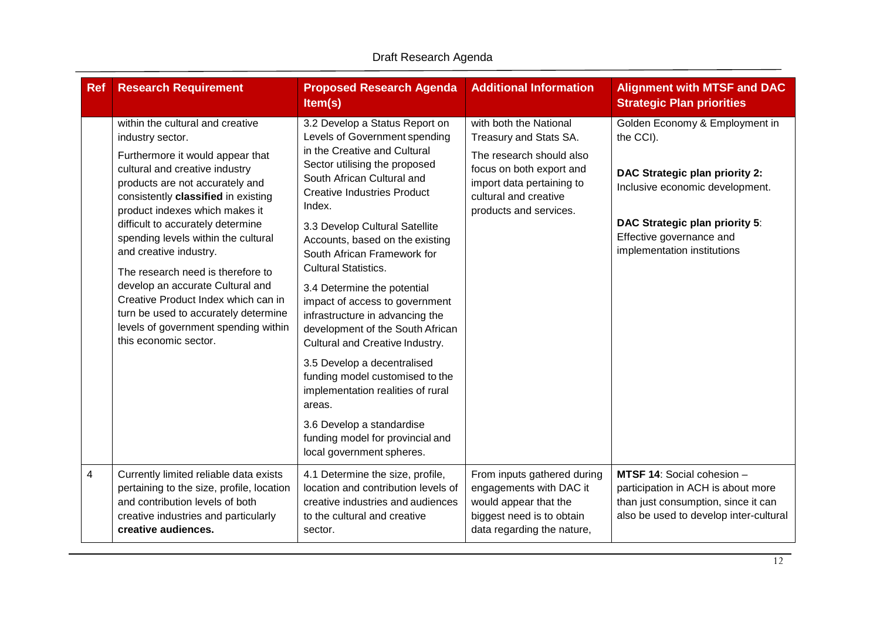| Ref | Research Requirement | Proposed Research Agenda Item(s) | Additional Information | Alignment with MTSF and DAC Strategic Plan priorities |
|---|---|---|---|---|
| | within the cultural and creative industry sector.<br><br>Furthermore it would appear that cultural and creative industry products are not accurately and consistently **classified** in existing product indexes which makes it difficult to accurately determine spending levels within the cultural and creative industry.<br><br>The research need is therefore to develop an accurate Cultural and Creative Product Index which can in turn be used to accurately determine levels of government spending within this economic sector. | 3.2 Develop a Status Report on Levels of Government spending in the Creative and Cultural Sector utilising the proposed South African Cultural and Creative Industries Product Index.<br><br>3.3 Develop Cultural Satellite Accounts, based on the existing South African Framework for Cultural Statistics.<br><br>3.4 Determine the potential impact of access to government infrastructure in advancing the development of the South African Cultural and Creative Industry.<br><br>3.5 Develop a decentralised funding model customised to the implementation realities of rural areas.<br><br>3.6 Develop a standardise funding model for provincial and local government spheres. | with both the National Treasury and Stats SA.<br><br>The research should also focus on both export and import data pertaining to cultural and creative products and services. | Golden Economy & Employment in the CCI).<br><br>**DAC Strategic plan priority 2:** Inclusive economic development.<br><br>**DAC Strategic plan priority 5**: Effective governance and implementation institutions |
| 4 | Currently limited reliable data exists pertaining to the size, profile, location and contribution levels of both creative industries and particularly **creative audiences.** | 4.1 Determine the size, profile, location and contribution levels of creative industries and audiences to the cultural and creative sector. | From inputs gathered during engagements with DAC it would appear that the biggest need is to obtain data regarding the nature, | **MTSF 14**: Social cohesion – participation in ACH is about more than just consumption, since it can also be used to develop inter-cultural |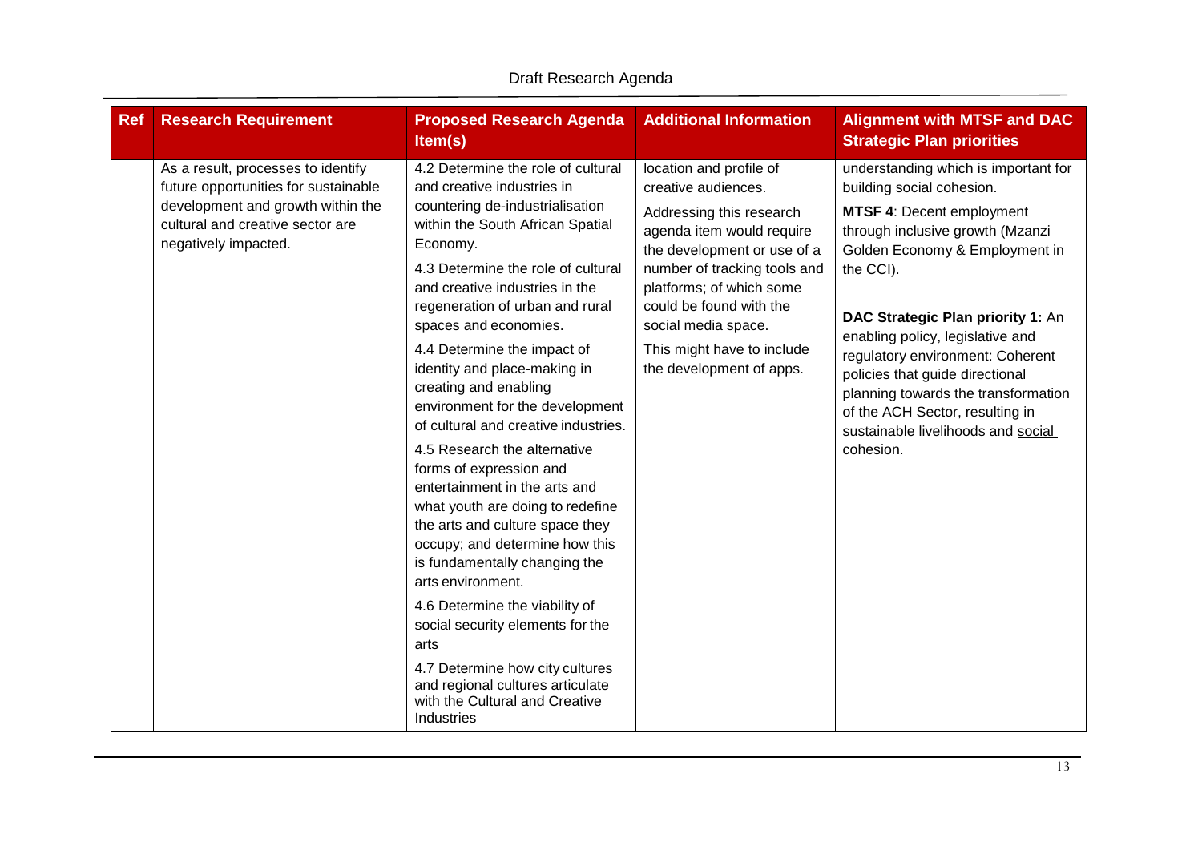| Ref | Research Requirement | Proposed Research Agenda Item(s) | Additional Information | Alignment with MTSF and DAC Strategic Plan priorities |
|---|---|---|---|---|
| | As a result, processes to identify future opportunities for sustainable development and growth within the cultural and creative sector are negatively impacted. | 4.2 Determine the role of cultural and creative industries in countering de-industrialisation within the South African Spatial Economy.<br><br>4.3 Determine the role of cultural and creative industries in the regeneration of urban and rural spaces and economies.<br><br>4.4 Determine the impact of identity and place-making in creating and enabling environment for the development of cultural and creative industries.<br><br>4.5 Research the alternative forms of expression and entertainment in the arts and what youth are doing to redefine the arts and culture space they occupy; and determine how this is fundamentally changing the arts environment.<br><br>4.6 Determine the viability of social security elements for the arts<br><br>4.7 Determine how city cultures and regional cultures articulate with the Cultural and Creative Industries | location and profile of creative audiences.<br><br>Addressing this research agenda item would require the development or use of a number of tracking tools and platforms; of which some could be found with the social media space.<br><br>This might have to include the development of apps. | understanding which is important for building social cohesion.<br><br>**MTSF 4**: Decent employment through inclusive growth (Mzanzi Golden Economy & Employment in the CCI).<br><br>**DAC Strategic Plan priority 1:** An enabling policy, legislative and regulatory environment: Coherent policies that guide directional planning towards the transformation of the ACH Sector, resulting in sustainable livelihoods and social cohesion. |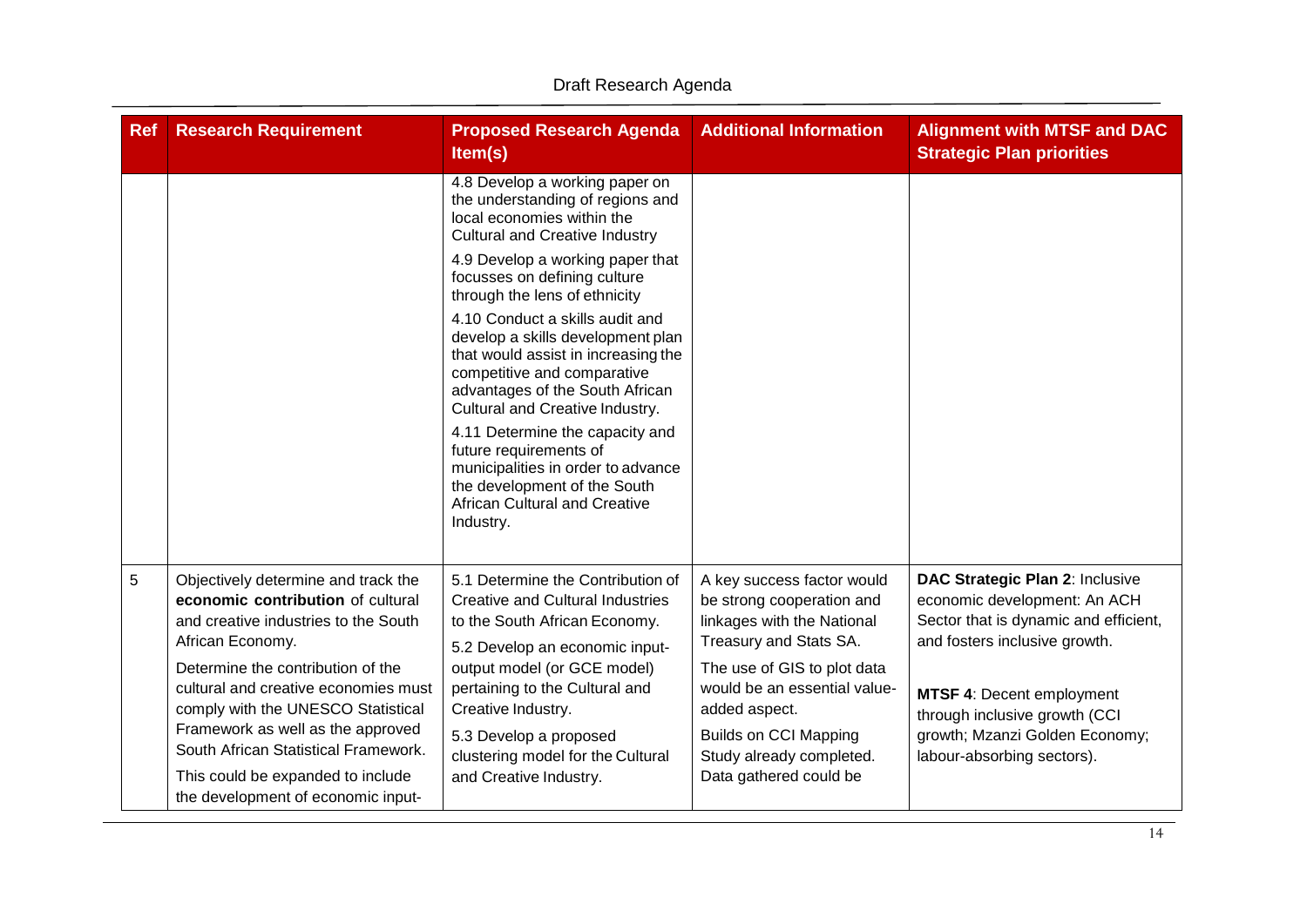| Ref | Research Requirement | Proposed Research Agenda Item(s) | Additional Information | Alignment with MTSF and DAC Strategic Plan priorities |
|---|---|---|---|---|
| | | 4.8 Develop a working paper on the understanding of regions and local economies within the Cultural and Creative Industry<br><br>4.9 Develop a working paper that focusses on defining culture through the lens of ethnicity<br><br>4.10 Conduct a skills audit and develop a skills development plan that would assist in increasing the competitive and comparative advantages of the South African Cultural and Creative Industry.<br><br>4.11 Determine the capacity and future requirements of municipalities in order to advance the development of the South African Cultural and Creative Industry. | | |
| 5 | Objectively determine and track the **economic contribution** of cultural and creative industries to the South African Economy.<br><br>Determine the contribution of the cultural and creative economies must comply with the UNESCO Statistical Framework as well as the approved South African Statistical Framework.<br><br>This could be expanded to include the development of economic input- | 5.1 Determine the Contribution of Creative and Cultural Industries to the South African Economy.<br><br>5.2 Develop an economic input-output model (or GCE model) pertaining to the Cultural and Creative Industry.<br><br>5.3 Develop a proposed clustering model for the Cultural and Creative Industry. | A key success factor would be strong cooperation and linkages with the National Treasury and Stats SA.<br><br>The use of GIS to plot data would be an essential value-added aspect.<br><br>Builds on CCI Mapping Study already completed. Data gathered could be | **DAC Strategic Plan 2**: Inclusive economic development: An ACH Sector that is dynamic and efficient, and fosters inclusive growth.<br><br>**MTSF 4**: Decent employment through inclusive growth (CCI growth; Mzanzi Golden Economy; labour-absorbing sectors). |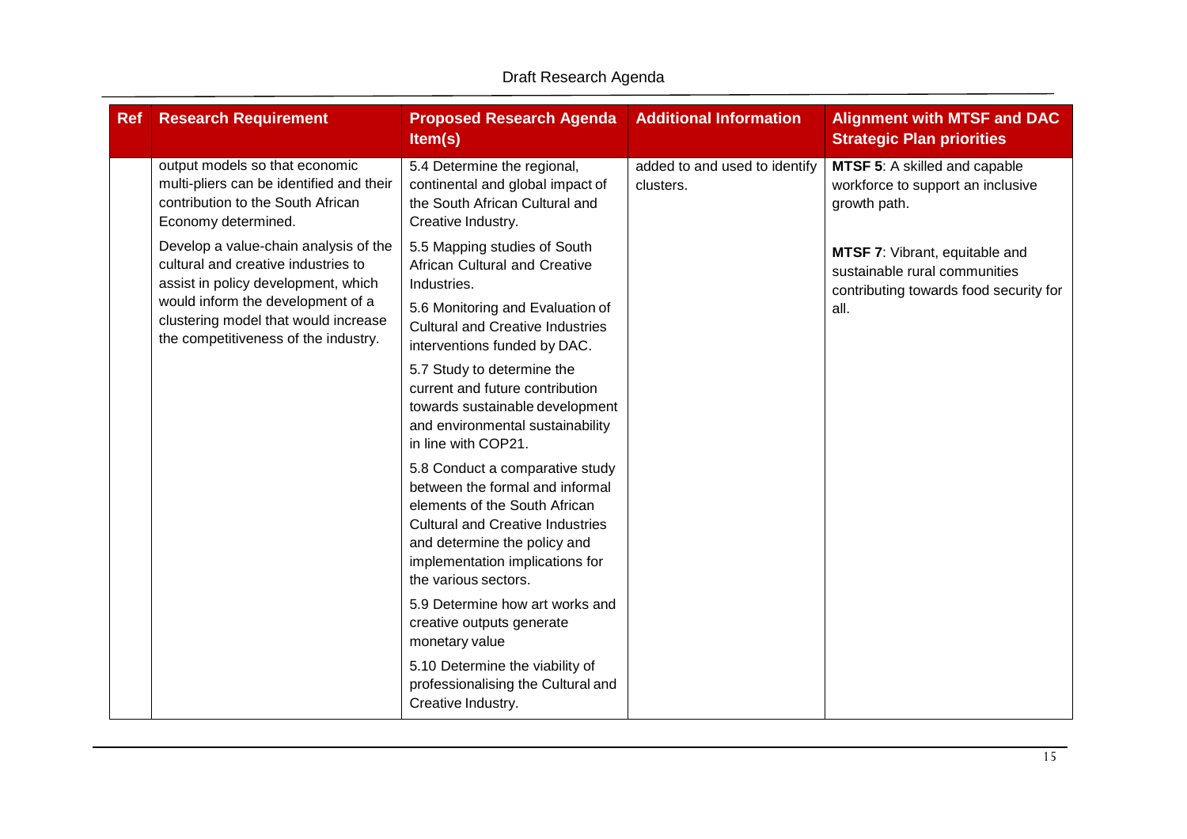| Ref | Research Requirement | Proposed Research Agenda Item(s) | Additional Information | Alignment with MTSF and DAC Strategic Plan priorities |
|---|---|---|---|---|
| | output models so that economic multi-pliers can be identified and their contribution to the South African Economy determined.<br><br>Develop a value-chain analysis of the cultural and creative industries to assist in policy development, which would inform the development of a clustering model that would increase the competitiveness of the industry. | 5.4 Determine the regional, continental and global impact of the South African Cultural and Creative Industry.<br><br>5.5 Mapping studies of South African Cultural and Creative Industries.<br><br>5.6 Monitoring and Evaluation of Cultural and Creative Industries interventions funded by DAC.<br><br>5.7 Study to determine the current and future contribution towards sustainable development and environmental sustainability in line with COP21.<br><br>5.8 Conduct a comparative study between the formal and informal elements of the South African Cultural and Creative Industries and determine the policy and implementation implications for the various sectors.<br><br>5.9 Determine how art works and creative outputs generate monetary value<br><br>5.10 Determine the viability of professionalising the Cultural and Creative Industry. | added to and used to identify clusters. | **MTSF 5**: A skilled and capable workforce to support an inclusive growth path.<br><br>**MTSF 7**: Vibrant, equitable and sustainable rural communities contributing towards food security for all. |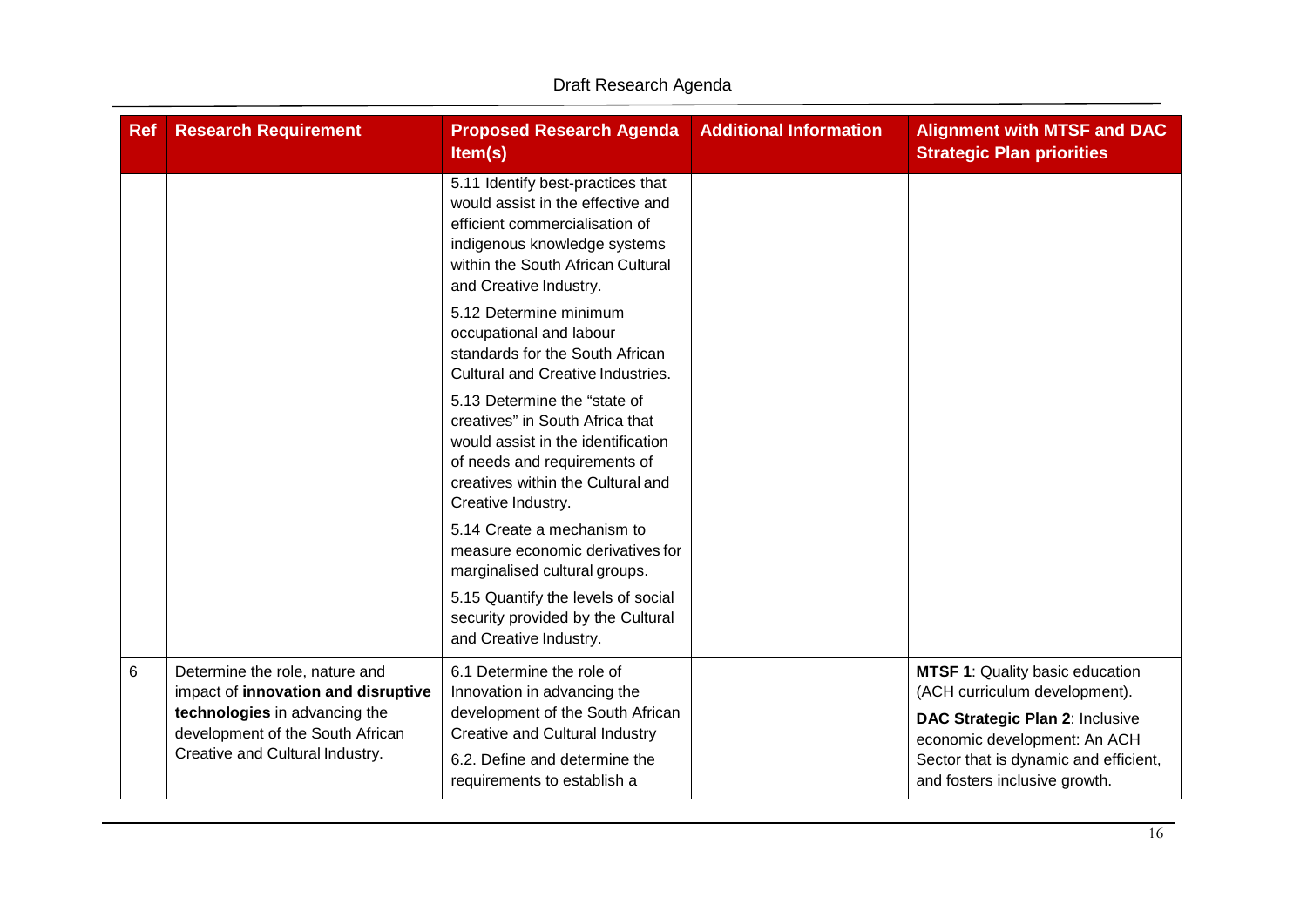| Ref | Research Requirement | Proposed Research Agenda Item(s) | Additional Information | Alignment with MTSF and DAC Strategic Plan priorities |
|---|---|---|---|---|
| | | 5.11 Identify best-practices that would assist in the effective and efficient commercialisation of indigenous knowledge systems within the South African Cultural and Creative Industry.<br><br>5.12 Determine minimum occupational and labour standards for the South African Cultural and Creative Industries.<br><br>5.13 Determine the "state of creatives" in South Africa that would assist in the identification of needs and requirements of creatives within the Cultural and Creative Industry.<br><br>5.14 Create a mechanism to measure economic derivatives for marginalised cultural groups.<br><br>5.15 Quantify the levels of social security provided by the Cultural and Creative Industry. | | |
| 6 | Determine the role, nature and impact of **innovation and disruptive technologies** in advancing the development of the South African Creative and Cultural Industry. | 6.1 Determine the role of Innovation in advancing the development of the South African Creative and Cultural Industry<br><br>6.2. Define and determine the requirements to establish a | | **MTSF 1**: Quality basic education (ACH curriculum development).<br><br>**DAC Strategic Plan 2**: Inclusive economic development: An ACH Sector that is dynamic and efficient, and fosters inclusive growth. |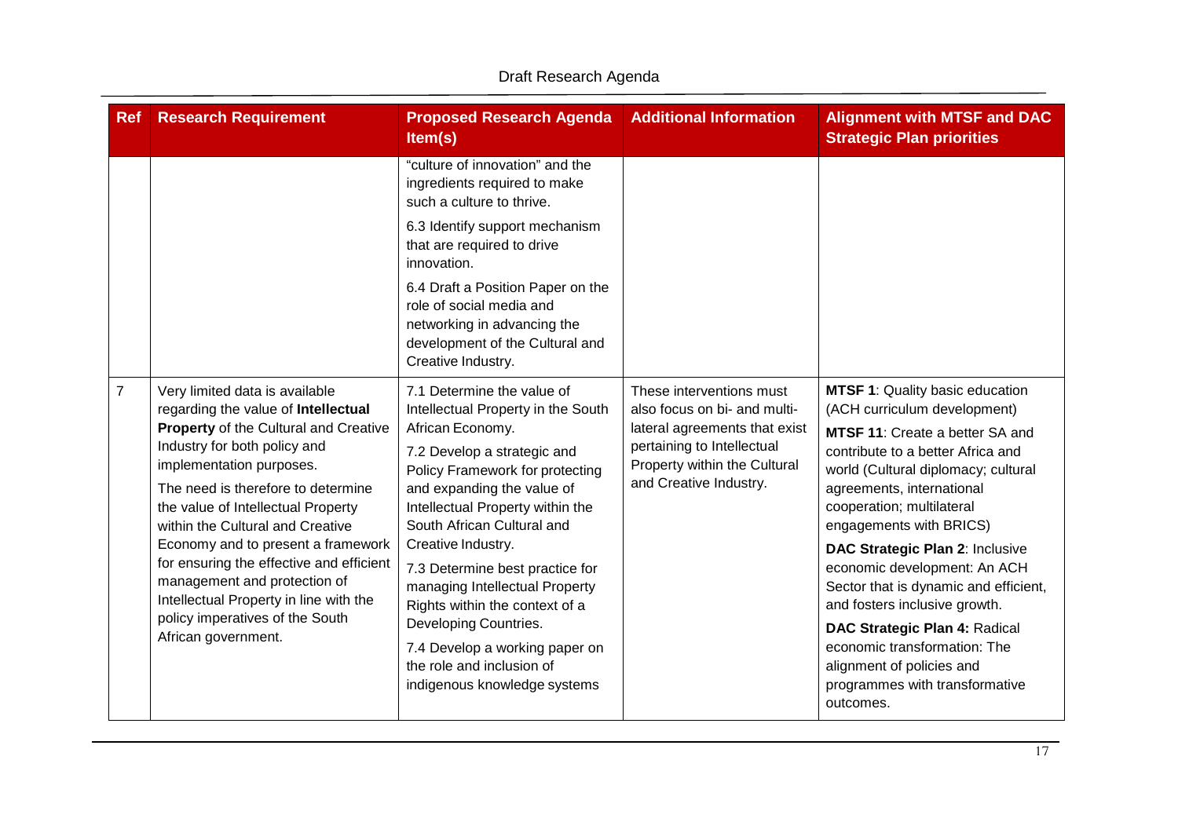| Ref | Research Requirement | Proposed Research Agenda Item(s) | Additional Information | Alignment with MTSF and DAC Strategic Plan priorities |
|---|---|---|---|---|
| | | "culture of innovation" and the ingredients required to make such a culture to thrive.<br><br>6.3 Identify support mechanism that are required to drive innovation.<br><br>6.4 Draft a Position Paper on the role of social media and networking in advancing the development of the Cultural and Creative Industry. | | |
| 7 | Very limited data is available regarding the value of **Intellectual Property** of the Cultural and Creative Industry for both policy and implementation purposes.<br><br>The need is therefore to determine the value of Intellectual Property within the Cultural and Creative Economy and to present a framework for ensuring the effective and efficient management and protection of Intellectual Property in line with the policy imperatives of the South African government. | 7.1 Determine the value of Intellectual Property in the South African Economy.<br><br>7.2 Develop a strategic and Policy Framework for protecting and expanding the value of Intellectual Property within the South African Cultural and Creative Industry.<br><br>7.3 Determine best practice for managing Intellectual Property Rights within the context of a Developing Countries.<br><br>7.4 Develop a working paper on the role and inclusion of indigenous knowledge systems | These interventions must also focus on bi- and multi-lateral agreements that exist pertaining to Intellectual Property within the Cultural and Creative Industry. | **MTSF 1**: Quality basic education (ACH curriculum development)<br><br>**MTSF 11**: Create a better SA and contribute to a better Africa and world (Cultural diplomacy; cultural agreements, international cooperation; multilateral engagements with BRICS)<br><br>**DAC Strategic Plan 2**: Inclusive economic development: An ACH Sector that is dynamic and efficient, and fosters inclusive growth.<br><br>**DAC Strategic Plan 4:** Radical economic transformation: The alignment of policies and programmes with transformative outcomes. |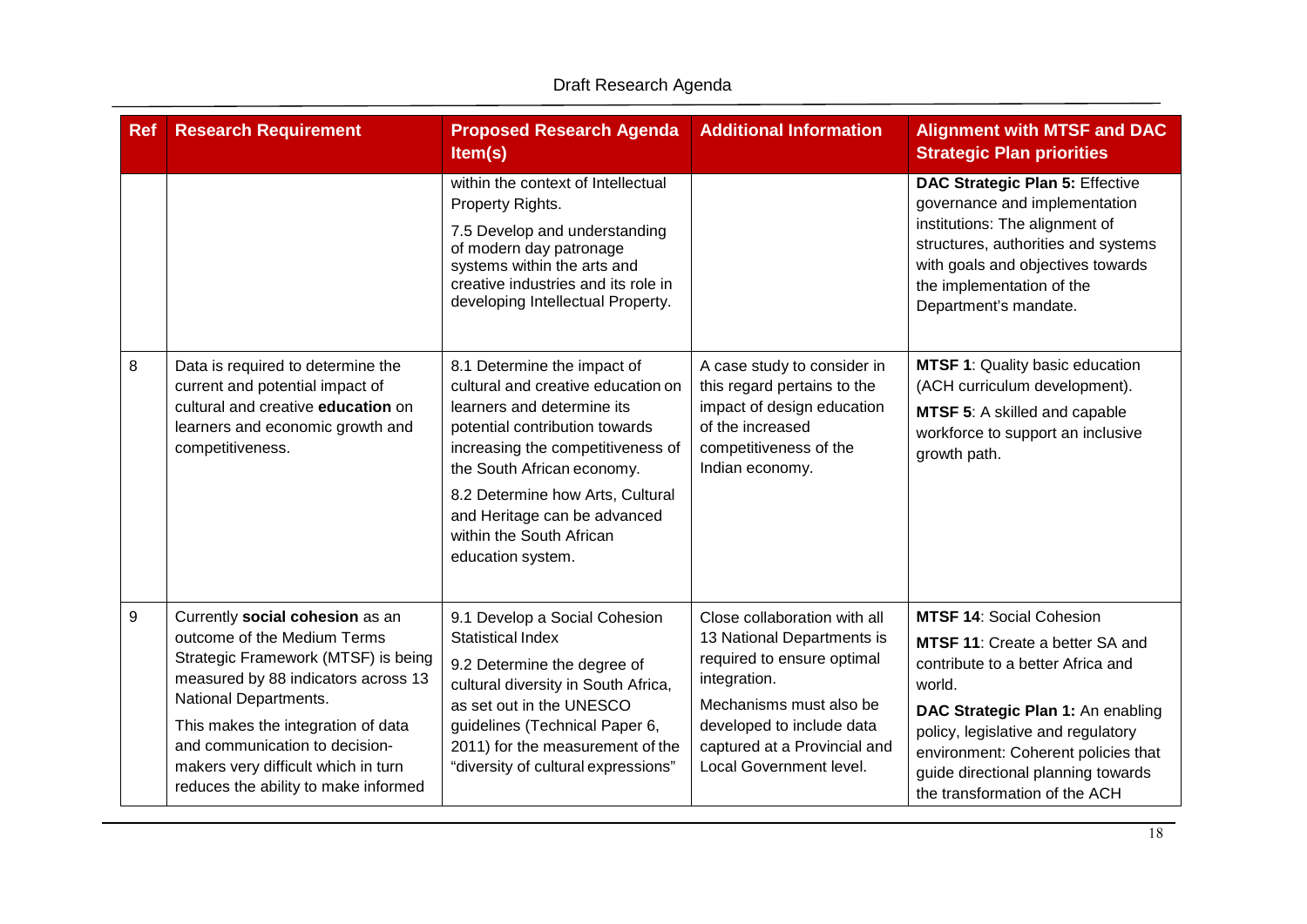| Ref | Research Requirement | Proposed Research Agenda Item(s) | Additional Information | Alignment with MTSF and DAC Strategic Plan priorities |
|---|---|---|---|---|
| | | within the context of Intellectual Property Rights.<br><br>7.5 Develop and understanding of modern day patronage systems within the arts and creative industries and its role in developing Intellectual Property. | | **DAC Strategic Plan 5:** Effective governance and implementation institutions: The alignment of structures, authorities and systems with goals and objectives towards the implementation of the Department's mandate. |
| 8 | Data is required to determine the current and potential impact of cultural and creative **education** on learners and economic growth and competitiveness. | 8.1 Determine the impact of cultural and creative education on learners and determine its potential contribution towards increasing the competitiveness of the South African economy.<br><br>8.2 Determine how Arts, Cultural and Heritage can be advanced within the South African education system. | A case study to consider in this regard pertains to the impact of design education of the increased competitiveness of the Indian economy. | **MTSF 1**: Quality basic education (ACH curriculum development).<br><br>**MTSF 5**: A skilled and capable workforce to support an inclusive growth path. |
| 9 | Currently **social cohesion** as an outcome of the Medium Terms Strategic Framework (MTSF) is being measured by 88 indicators across 13 National Departments.<br><br>This makes the integration of data and communication to decision-makers very difficult which in turn reduces the ability to make informed | 9.1 Develop a Social Cohesion Statistical Index<br><br>9.2 Determine the degree of cultural diversity in South Africa, as set out in the UNESCO guidelines (Technical Paper 6, 2011) for the measurement of the "diversity of cultural expressions" | Close collaboration with all 13 National Departments is required to ensure optimal integration.<br><br>Mechanisms must also be developed to include data captured at a Provincial and Local Government level. | **MTSF 14**: Social Cohesion<br><br>**MTSF 11**: Create a better SA and contribute to a better Africa and world.<br><br>**DAC Strategic Plan 1:** An enabling policy, legislative and regulatory environment: Coherent policies that guide directional planning towards the transformation of the ACH |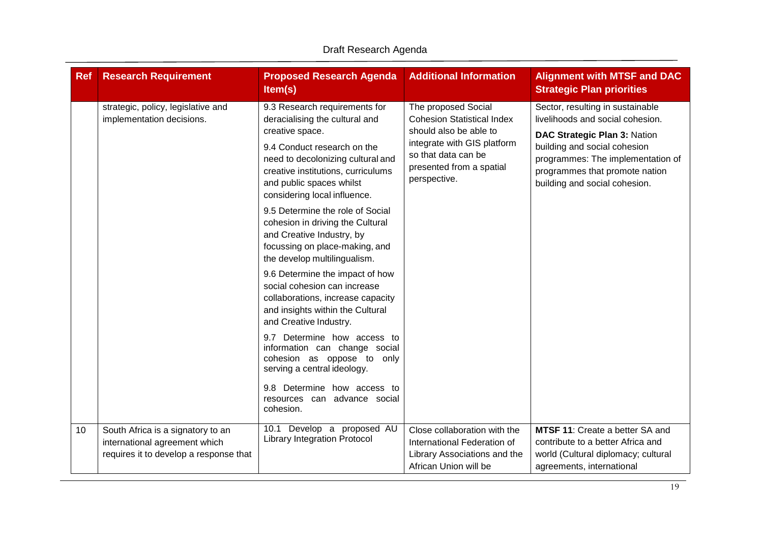Draft Research Agenda

| Ref | Research Requirement | Proposed Research Agenda Item(s) | Additional Information | Alignment with MTSF and DAC Strategic Plan priorities |
|---|---|---|---|---|
| | strategic, policy, legislative and implementation decisions. | 9.3 Research requirements for deracialising the cultural and creative space.<br><br>9.4 Conduct research on the need to decolonizing cultural and creative institutions, curriculums and public spaces whilst considering local influence.<br><br>9.5 Determine the role of Social cohesion in driving the Cultural and Creative Industry, by focussing on place-making, and the develop multilingualism.<br><br>9.6 Determine the impact of how social cohesion can increase collaborations, increase capacity and insights within the Cultural and Creative Industry.<br><br>9.7 Determine how access to information can change social cohesion as oppose to only serving a central ideology.<br><br>9.8 Determine how access to resources can advance social cohesion. | The proposed Social Cohesion Statistical Index should also be able to integrate with GIS platform so that data can be presented from a spatial perspective. | Sector, resulting in sustainable livelihoods and social cohesion.<br><br>**DAC Strategic Plan 3:** Nation building and social cohesion programmes: The implementation of programmes that promote nation building and social cohesion. |
| 10 | South Africa is a signatory to an international agreement which requires it to develop a response that | 10.1 Develop a proposed AU Library Integration Protocol | Close collaboration with the International Federation of Library Associations and the African Union will be | **MTSF 11**: Create a better SA and contribute to a better Africa and world (Cultural diplomacy; cultural agreements, international |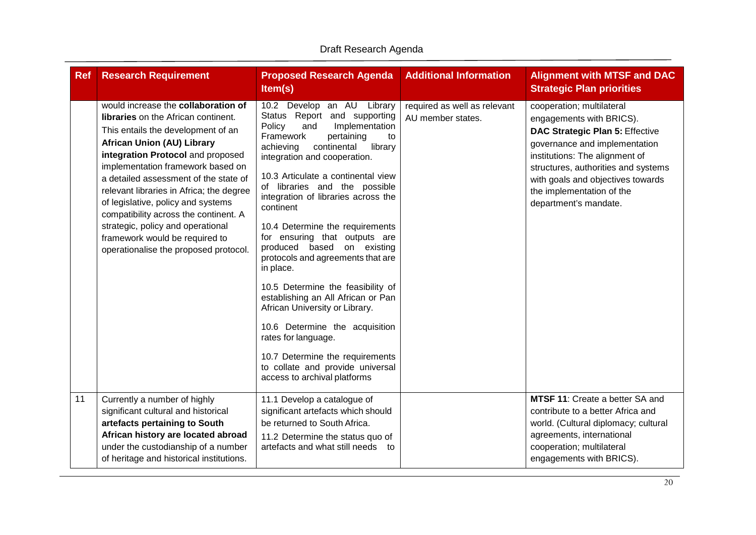| Ref | Research Requirement | Proposed Research Agenda Item(s) | Additional Information | Alignment with MTSF and DAC Strategic Plan priorities |
|---|---|---|---|---|
| | would increase the **collaboration of libraries** on the African continent. This entails the development of an **African Union (AU) Library integration Protocol** and proposed implementation framework based on a detailed assessment of the state of relevant libraries in Africa; the degree of legislative, policy and systems compatibility across the continent. A strategic, policy and operational framework would be required to operationalise the proposed protocol. | 10.2 Develop an AU Library Status Report and supporting Policy and Implementation Framework pertaining to achieving continental library integration and cooperation.<br><br>10.3 Articulate a continental view of libraries and the possible integration of libraries across the continent<br><br>10.4 Determine the requirements for ensuring that outputs are produced based on existing protocols and agreements that are in place.<br><br>10.5 Determine the feasibility of establishing an All African or Pan African University or Library.<br><br>10.6 Determine the acquisition rates for language.<br><br>10.7 Determine the requirements to collate and provide universal access to archival platforms | required as well as relevant AU member states. | cooperation; multilateral engagements with BRICS).<br>**DAC Strategic Plan 5:** Effective governance and implementation institutions: The alignment of structures, authorities and systems with goals and objectives towards the implementation of the department's mandate. |
| 11 | Currently a number of highly significant cultural and historical **artefacts pertaining to South African history are located abroad** under the custodianship of a number of heritage and historical institutions. | 11.1 Develop a catalogue of significant artefacts which should be returned to South Africa.<br>11.2 Determine the status quo of artefacts and what still needs to | | **MTSF 11**: Create a better SA and contribute to a better Africa and world. (Cultural diplomacy; cultural agreements, international cooperation; multilateral engagements with BRICS). |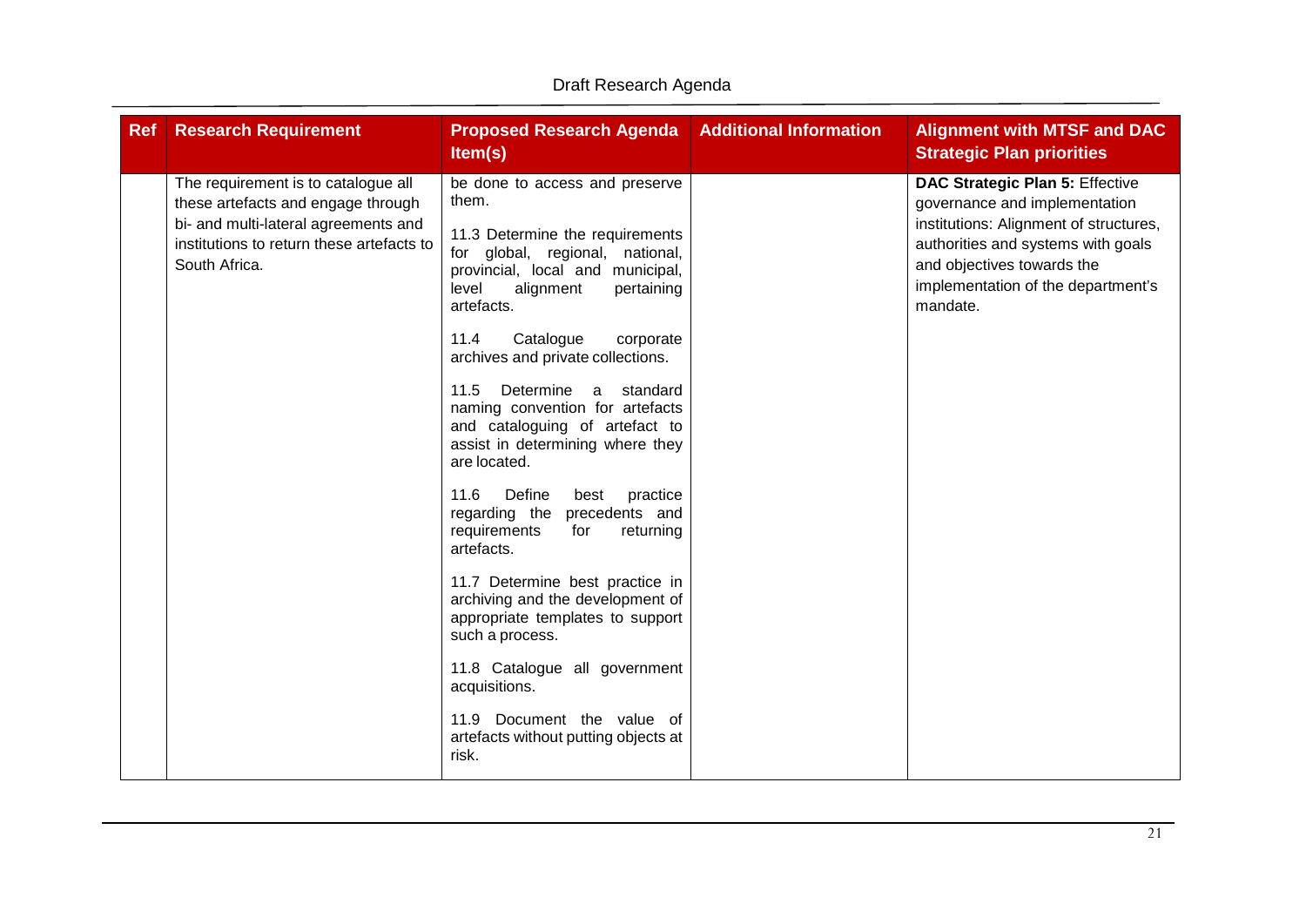| Ref | Research Requirement | Proposed Research Agenda Item(s) | Additional Information | Alignment with MTSF and DAC Strategic Plan priorities |
|---|---|---|---|---|
| | The requirement is to catalogue all these artefacts and engage through bi- and multi-lateral agreements and institutions to return these artefacts to South Africa. | be done to access and preserve them.<br><br>11.3 Determine the requirements for global, regional, national, provincial, local and municipal, level alignment pertaining artefacts.<br><br>11.4 Catalogue corporate archives and private collections.<br><br>11.5 Determine a standard naming convention for artefacts and cataloguing of artefact to assist in determining where they are located.<br><br>11.6 Define best practice regarding the precedents and requirements for returning artefacts.<br><br>11.7 Determine best practice in archiving and the development of appropriate templates to support such a process.<br><br>11.8 Catalogue all government acquisitions.<br><br>11.9 Document the value of artefacts without putting objects at risk. | | **DAC Strategic Plan 5:** Effective governance and implementation institutions: Alignment of structures, authorities and systems with goals and objectives towards the implementation of the department's mandate. |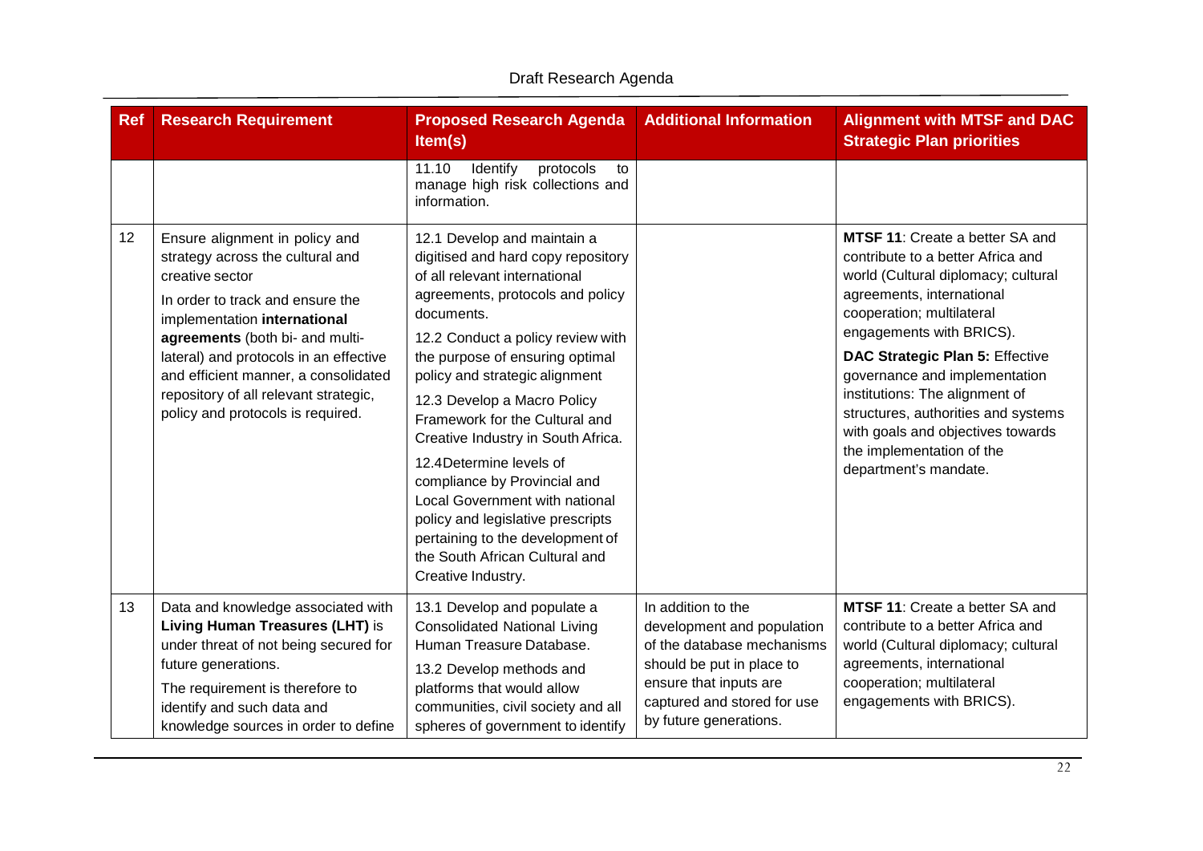| Ref | Research Requirement | Proposed Research Agenda Item(s) | Additional Information | Alignment with MTSF and DAC Strategic Plan priorities |
|---|---|---|---|---|
| | | 11.10 Identify protocols to manage high risk collections and information. | | |
| 12 | Ensure alignment in policy and strategy across the cultural and creative sector<br><br>In order to track and ensure the implementation **international agreements** (both bi- and multi-lateral) and protocols in an effective and efficient manner, a consolidated repository of all relevant strategic, policy and protocols is required. | 12.1 Develop and maintain a digitised and hard copy repository of all relevant international agreements, protocols and policy documents.<br><br>12.2 Conduct a policy review with the purpose of ensuring optimal policy and strategic alignment<br><br>12.3 Develop a Macro Policy Framework for the Cultural and Creative Industry in South Africa.<br><br>12.4Determine levels of compliance by Provincial and Local Government with national policy and legislative prescripts pertaining to the development of the South African Cultural and Creative Industry. | | **MTSF 11**: Create a better SA and contribute to a better Africa and world (Cultural diplomacy; cultural agreements, international cooperation; multilateral engagements with BRICS).<br><br>**DAC Strategic Plan 5:** Effective governance and implementation institutions: The alignment of structures, authorities and systems with goals and objectives towards the implementation of the department's mandate. |
| 13 | Data and knowledge associated with **Living Human Treasures (LHT)** is under threat of not being secured for future generations.<br><br>The requirement is therefore to identify and such data and knowledge sources in order to define | 13.1 Develop and populate a Consolidated National Living Human Treasure Database.<br><br>13.2 Develop methods and platforms that would allow communities, civil society and all spheres of government to identify | In addition to the development and population of the database mechanisms should be put in place to ensure that inputs are captured and stored for use by future generations. | **MTSF 11**: Create a better SA and contribute to a better Africa and world (Cultural diplomacy; cultural agreements, international cooperation; multilateral engagements with BRICS). |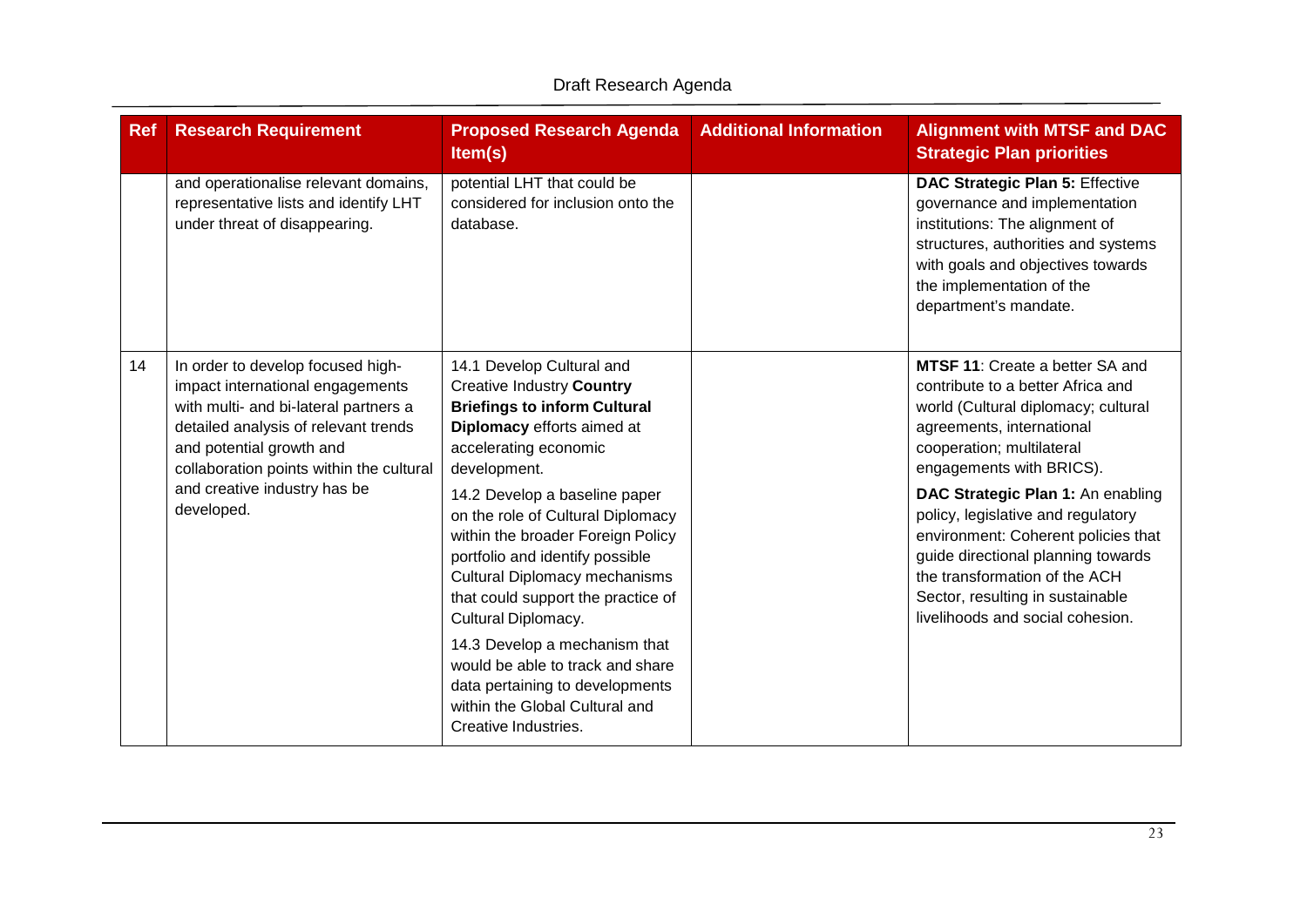| Ref | Research Requirement | Proposed Research Agenda Item(s) | Additional Information | Alignment with MTSF and DAC Strategic Plan priorities |
|---|---|---|---|---|
| | and operationalise relevant domains, representative lists and identify LHT under threat of disappearing. | potential LHT that could be considered for inclusion onto the database. | | **DAC Strategic Plan 5:** Effective governance and implementation institutions: The alignment of structures, authorities and systems with goals and objectives towards the implementation of the department's mandate. |
| 14 | In order to develop focused high-impact international engagements with multi- and bi-lateral partners a detailed analysis of relevant trends and potential growth and collaboration points within the cultural and creative industry has be developed. | 14.1 Develop Cultural and Creative Industry **Country Briefings to inform Cultural Diplomacy** efforts aimed at accelerating economic development.<br><br>14.2 Develop a baseline paper on the role of Cultural Diplomacy within the broader Foreign Policy portfolio and identify possible Cultural Diplomacy mechanisms that could support the practice of Cultural Diplomacy.<br><br>14.3 Develop a mechanism that would be able to track and share data pertaining to developments within the Global Cultural and Creative Industries. | | **MTSF 11**: Create a better SA and contribute to a better Africa and world (Cultural diplomacy; cultural agreements, international cooperation; multilateral engagements with BRICS).<br><br>**DAC Strategic Plan 1:** An enabling policy, legislative and regulatory environment: Coherent policies that guide directional planning towards the transformation of the ACH Sector, resulting in sustainable livelihoods and social cohesion. |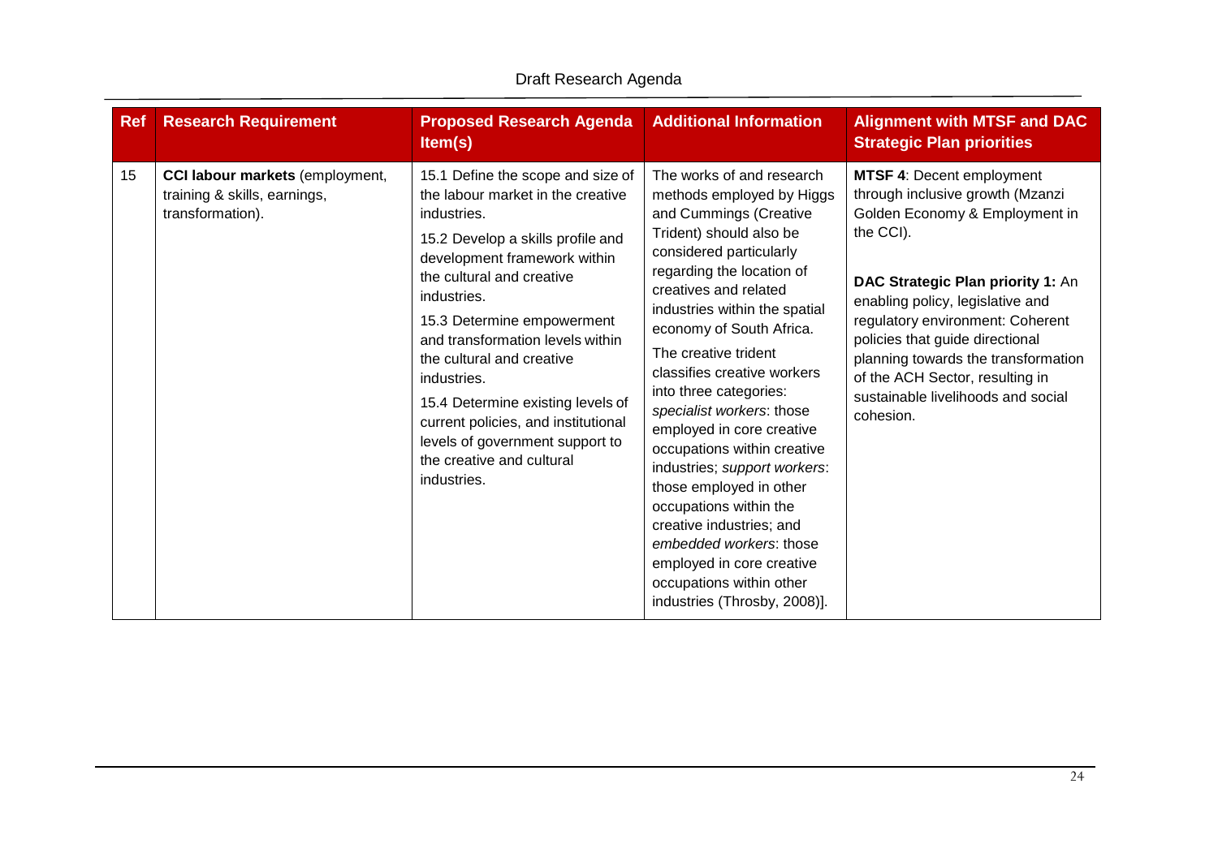| Ref | Research Requirement | Proposed Research Agenda Item(s) | Additional Information | Alignment with MTSF and DAC Strategic Plan priorities |
|---|---|---|---|---|
| 15 | **CCI labour markets** (employment, training & skills, earnings, transformation). | 15.1 Define the scope and size of the labour market in the creative industries.<br><br>15.2 Develop a skills profile and development framework within the cultural and creative industries.<br><br>15.3 Determine empowerment and transformation levels within the cultural and creative industries.<br><br>15.4 Determine existing levels of current policies, and institutional levels of government support to the creative and cultural industries. | The works of and research methods employed by Higgs and Cummings (Creative Trident) should also be considered particularly regarding the location of creatives and related industries within the spatial economy of South Africa.<br><br>The creative trident classifies creative workers into three categories: *specialist workers*: those employed in core creative occupations within creative industries; *support workers*: those employed in other occupations within the creative industries; and *embedded workers*: those employed in core creative occupations within other industries (Throsby, 2008)]. | **MTSF 4**: Decent employment through inclusive growth (Mzanzi Golden Economy & Employment in the CCI).<br><br>**DAC Strategic Plan priority 1:** An enabling policy, legislative and regulatory environment: Coherent policies that guide directional planning towards the transformation of the ACH Sector, resulting in sustainable livelihoods and social cohesion. |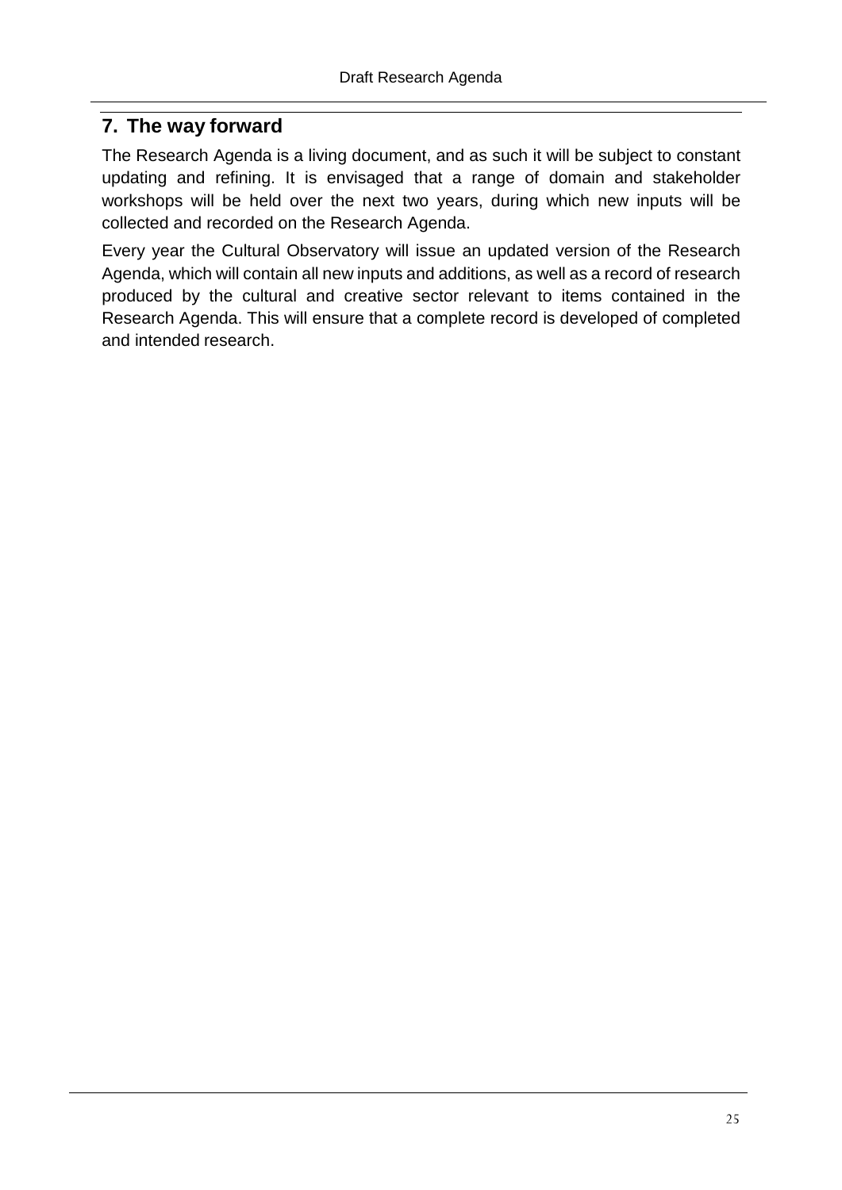## 7. The way forward

The Research Agenda is a living document, and as such it will be subject to constant updating and refining. It is envisaged that a range of domain and stakeholder workshops will be held over the next two years, during which new inputs will be collected and recorded on the Research Agenda.

Every year the Cultural Observatory will issue an updated version of the Research Agenda, which will contain all new inputs and additions, as well as a record of research produced by the cultural and creative sector relevant to items contained in the Research Agenda. This will ensure that a complete record is developed of completed and intended research.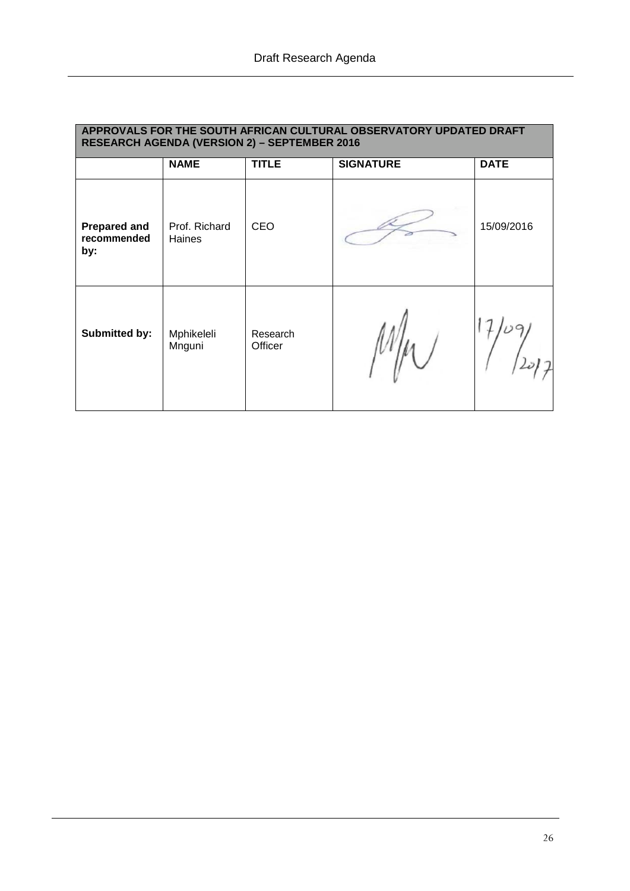| APPROVALS FOR THE SOUTH AFRICAN CULTURAL OBSERVATORY UPDATED DRAFT RESEARCH AGENDA (VERSION 2) – SEPTEMBER 2016 | | | | |
|---|---|---|---|---|
| | **NAME** | **TITLE** | **SIGNATURE** | **DATE** |
| **Prepared and recommended by:** | Prof. Richard Haines | CEO | | 15/09/2016 |
| **Submitted by:** | Mphikeleli Mnguni | Research Officer | | 17/09/2017 |